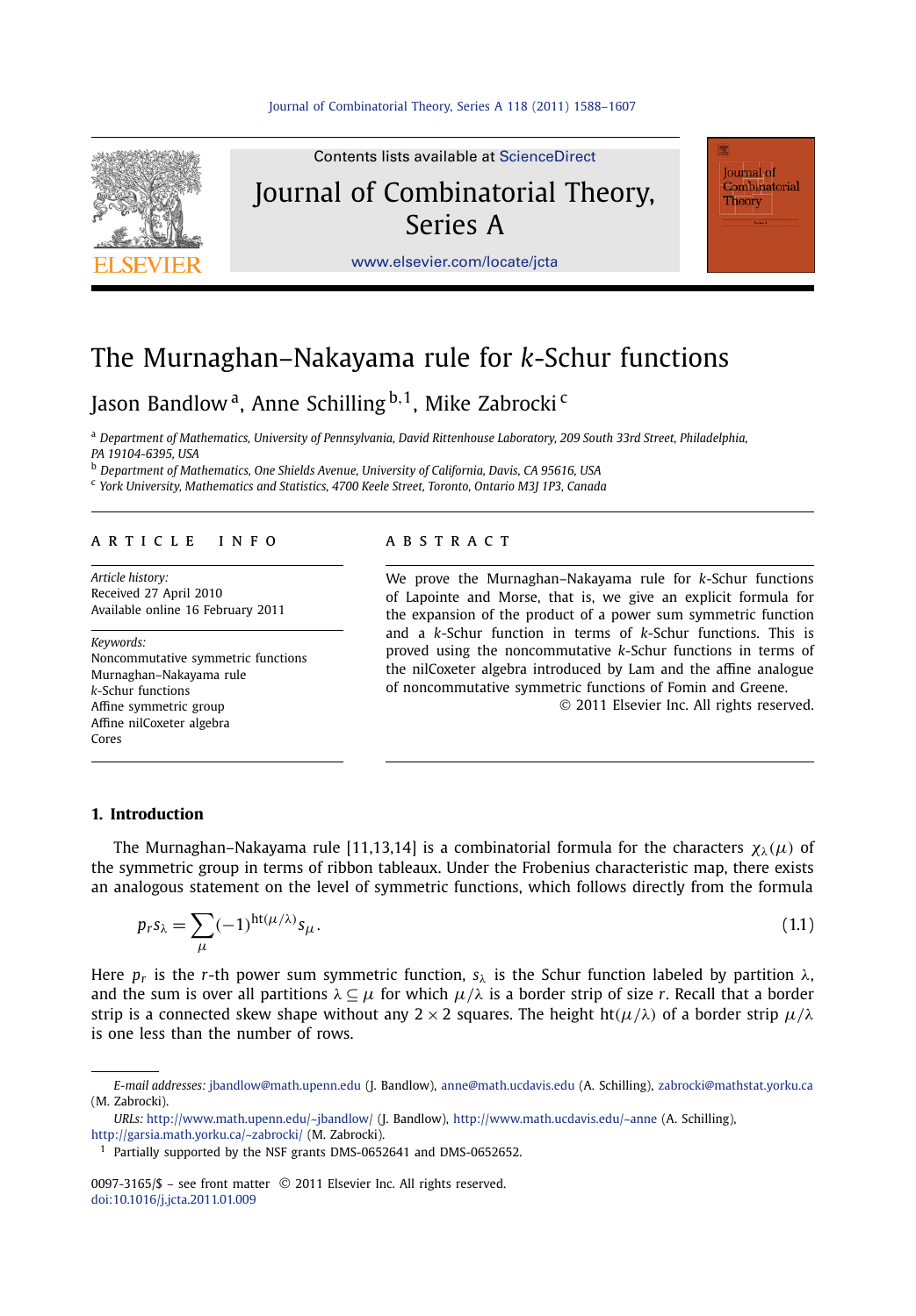# The Murnaghan–Nakayama rule for $k$-Schur functions

Jason Bandlow [a], Anne Schilling [b,1], Mike Zabrocki [c]

[a] Department of Mathematics, University of Pennsylvania, David Rittenhouse Laboratory, 209 South 33rd Street, Philadelphia, PA 19104-6395, USA

[b] Department of Mathematics, One Shields Avenue, University of California, Davis, CA 95616, USA

[c] York University, Mathematics and Statistics, 4700 Keele Street, Toronto, Ontario M3J 1P3, Canada

**ARTICLE INFO**

*Article history:*
Received 27 April 2010
Available online 16 February 2011

*Keywords:*
Noncommutative symmetric functions
Murnaghan–Nakayama rule
$k$-Schur functions
Affine symmetric group
Affine nilCoxeter algebra
Cores

**ABSTRACT**

We prove the Murnaghan–Nakayama rule for $k$-Schur functions of Lapointe and Morse, that is, we give an explicit formula for the expansion of the product of a power sum symmetric function and a $k$-Schur function in terms of $k$-Schur functions. This is proved using the noncommutative $k$-Schur functions in terms of the nilCoxeter algebra introduced by Lam and the affine analogue of noncommutative symmetric functions of Fomin and Greene.

© 2011 Elsevier Inc. All rights reserved.

## 1. Introduction

The Murnaghan–Nakayama rule [11,13,14] is a combinatorial formula for the characters $\chi_\lambda(\mu)$ of the symmetric group in terms of ribbon tableaux. Under the Frobenius characteristic map, there exists an analogous statement on the level of symmetric functions, which follows directly from the formula

$$p_r s_\lambda = \sum_\mu (-1)^{\mathrm{ht}(\mu/\lambda)} s_\mu. \tag{1.1}$$

Here $p_r$ is the $r$-th power sum symmetric function, $s_\lambda$ is the Schur function labeled by partition $\lambda$, and the sum is over all partitions $\lambda \subseteq \mu$ for which $\mu/\lambda$ is a border strip of size $r$. Recall that a border strip is a connected skew shape without any $2 \times 2$ squares. The height $\mathrm{ht}(\mu/\lambda)$ of a border strip $\mu/\lambda$ is one less than the number of rows.

---

*E-mail addresses:* jbandlow@math.upenn.edu (J. Bandlow), anne@math.ucdavis.edu (A. Schilling), zabrocki@mathstat.yorku.ca (M. Zabrocki).

*URLs:* http://www.math.upenn.edu/~jbandlow/ (J. Bandlow), http://www.math.ucdavis.edu/~anne (A. Schilling), http://garsia.math.yorku.ca/~zabrocki/ (M. Zabrocki).

[1] Partially supported by the NSF grants DMS-0652641 and DMS-0652652.

0097-3165/$ – see front matter © 2011 Elsevier Inc. All rights reserved.
doi:10.1016/j.jcta.2011.01.009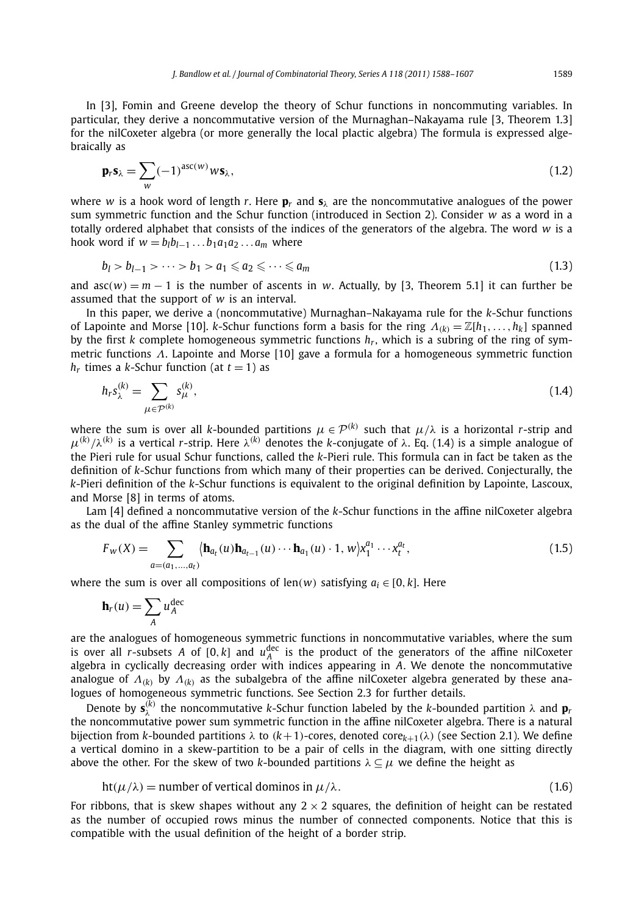In [3], Fomin and Greene develop the theory of Schur functions in noncommuting variables. In particular, they derive a noncommutative version of the Murnaghan–Nakayama rule [3, Theorem 1.3] for the nilCoxeter algebra (or more generally the local plactic algebra) The formula is expressed algebraically as

$$\mathbf{p}_r \mathbf{s}_\lambda = \sum_w (-1)^{\operatorname{asc}(w)} w \mathbf{s}_\lambda, \tag{1.2}$$

where $w$ is a hook word of length $r$. Here $\mathbf{p}_r$ and $\mathbf{s}_\lambda$ are the noncommutative analogues of the power sum symmetric function and the Schur function (introduced in Section 2). Consider $w$ as a word in a totally ordered alphabet that consists of the indices of the generators of the algebra. The word $w$ is a hook word if $w = b_l b_{l-1} \dots b_1 a_1 a_2 \dots a_m$ where

$$b_l > b_{l-1} > \cdots > b_1 > a_1 \leqslant a_2 \leqslant \cdots \leqslant a_m \tag{1.3}$$

and $\operatorname{asc}(w) = m - 1$ is the number of ascents in $w$. Actually, by [3, Theorem 5.1] it can further be assumed that the support of $w$ is an interval.

In this paper, we derive a (noncommutative) Murnaghan–Nakayama rule for the $k$-Schur functions of Lapointe and Morse [10]. $k$-Schur functions form a basis for the ring $\Lambda_{(k)} = \mathbb{Z}[h_1, \dots, h_k]$ spanned by the first $k$ complete homogeneous symmetric functions $h_r$, which is a subring of the ring of symmetric functions $\Lambda$. Lapointe and Morse [10] gave a formula for a homogeneous symmetric function $h_r$ times a $k$-Schur function (at $t = 1$) as

$$h_r s_\lambda^{(k)} = \sum_{\mu \in \mathcal{P}^{(k)}} s_\mu^{(k)}, \tag{1.4}$$

where the sum is over all $k$-bounded partitions $\mu \in \mathcal{P}^{(k)}$ such that $\mu/\lambda$ is a horizontal $r$-strip and $\mu^{(k)}/\lambda^{(k)}$ is a vertical $r$-strip. Here $\lambda^{(k)}$ denotes the $k$-conjugate of $\lambda$. Eq. (1.4) is a simple analogue of the Pieri rule for usual Schur functions, called the $k$-Pieri rule. This formula can in fact be taken as the definition of $k$-Schur functions from which many of their properties can be derived. Conjecturally, the $k$-Pieri definition of the $k$-Schur functions is equivalent to the original definition by Lapointe, Lascoux, and Morse [8] in terms of atoms.

Lam [4] defined a noncommutative version of the $k$-Schur functions in the affine nilCoxeter algebra as the dual of the affine Stanley symmetric functions

$$F_w(X) = \sum_{a=(a_1,\dots,a_t)} \langle \mathbf{h}_{a_t}(u)\mathbf{h}_{a_{t-1}}(u) \cdots \mathbf{h}_{a_1}(u) \cdot 1, w \rangle x_1^{a_1} \cdots x_t^{a_t}, \tag{1.5}$$

where the sum is over all compositions of $\operatorname{len}(w)$ satisfying $a_i \in [0, k]$. Here

$$\mathbf{h}_r(u) = \sum_A u_A^{\mathrm{dec}}$$

are the analogues of homogeneous symmetric functions in noncommutative variables, where the sum is over all $r$-subsets $A$ of $[0, k]$ and $u_A^{\mathrm{dec}}$ is the product of the generators of the affine nilCoxeter algebra in cyclically decreasing order with indices appearing in $A$. We denote the noncommutative analogue of $\Lambda_{(k)}$ by $\Lambda_{(k)}$ as the subalgebra of the affine nilCoxeter algebra generated by these analogues of homogeneous symmetric functions. See Section 2.3 for further details.

Denote by $\mathbf{s}_\lambda^{(k)}$ the noncommutative $k$-Schur function labeled by the $k$-bounded partition $\lambda$ and $\mathbf{p}_r$ the noncommutative power sum symmetric function in the affine nilCoxeter algebra. There is a natural bijection from $k$-bounded partitions $\lambda$ to $(k+1)$-cores, denoted $\operatorname{core}_{k+1}(\lambda)$ (see Section 2.1). We define a vertical domino in a skew-partition to be a pair of cells in the diagram, with one sitting directly above the other. For the skew of two $k$-bounded partitions $\lambda \subseteq \mu$ we define the height as

$$\operatorname{ht}(\mu/\lambda) = \text{number of vertical dominos in } \mu/\lambda. \tag{1.6}$$

For ribbons, that is skew shapes without any $2 \times 2$ squares, the definition of height can be restated as the number of occupied rows minus the number of connected components. Notice that this is compatible with the usual definition of the height of a border strip.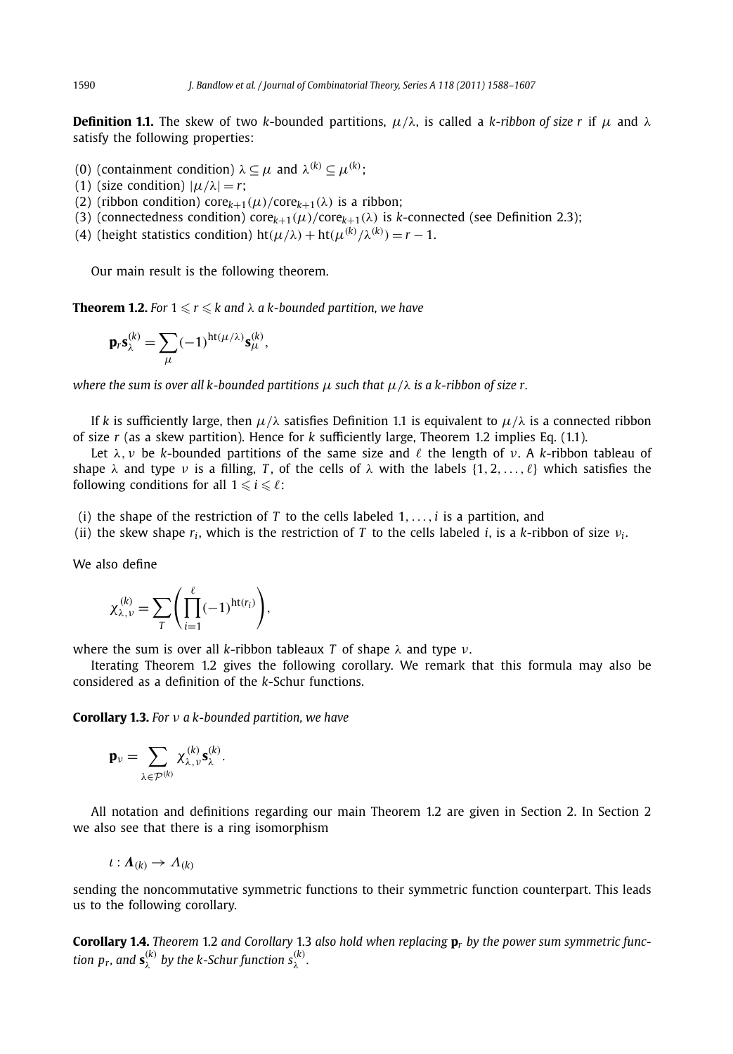**Definition 1.1.** The skew of two $k$-bounded partitions, $\mu/\lambda$, is called a *$k$-ribbon of size $r$* if $\mu$ and $\lambda$ satisfy the following properties:

(0) (containment condition) $\lambda \subseteq \mu$ and $\lambda^{(k)} \subseteq \mu^{(k)}$;
(1) (size condition) $|\mu/\lambda| = r$;
(2) (ribbon condition) $\mathrm{core}_{k+1}(\mu)/\mathrm{core}_{k+1}(\lambda)$ is a ribbon;
(3) (connectedness condition) $\mathrm{core}_{k+1}(\mu)/\mathrm{core}_{k+1}(\lambda)$ is $k$-connected (see Definition 2.3);
(4) (height statistics condition) $\mathrm{ht}(\mu/\lambda) + \mathrm{ht}(\mu^{(k)}/\lambda^{(k)}) = r - 1$.

Our main result is the following theorem.

**Theorem 1.2.** *For $1 \leqslant r \leqslant k$ and $\lambda$ a $k$-bounded partition, we have*

$$\mathbf{p}_r \mathbf{s}^{(k)}_\lambda = \sum_\mu (-1)^{\mathrm{ht}(\mu/\lambda)} \mathbf{s}^{(k)}_\mu,$$

*where the sum is over all $k$-bounded partitions $\mu$ such that $\mu/\lambda$ is a $k$-ribbon of size $r$.*

If $k$ is sufficiently large, then $\mu/\lambda$ satisfies Definition 1.1 is equivalent to $\mu/\lambda$ is a connected ribbon of size $r$ (as a skew partition). Hence for $k$ sufficiently large, Theorem 1.2 implies Eq. (1.1).

Let $\lambda, \nu$ be $k$-bounded partitions of the same size and $\ell$ the length of $\nu$. A *$k$-ribbon tableau* of shape $\lambda$ and type $\nu$ is a filling, $T$, of the cells of $\lambda$ with the labels $\{1, 2, \ldots, \ell\}$ which satisfies the following conditions for all $1 \leqslant i \leqslant \ell$:

(i) the shape of the restriction of $T$ to the cells labeled $1, \ldots, i$ is a partition, and
(ii) the skew shape $r_i$, which is the restriction of $T$ to the cells labeled $i$, is a $k$-ribbon of size $\nu_i$.

We also define

$$\chi^{(k)}_{\lambda,\nu} = \sum_T \left( \prod_{i=1}^{\ell} (-1)^{\mathrm{ht}(r_i)} \right),$$

where the sum is over all $k$-ribbon tableaux $T$ of shape $\lambda$ and type $\nu$.

Iterating Theorem 1.2 gives the following corollary. We remark that this formula may also be considered as a definition of the $k$-Schur functions.

**Corollary 1.3.** *For $\nu$ a $k$-bounded partition, we have*

$$\mathbf{p}_\nu = \sum_{\lambda \in \mathcal{P}^{(k)}} \chi^{(k)}_{\lambda,\nu} \mathbf{s}^{(k)}_\lambda.$$

All notation and definitions regarding our main Theorem 1.2 are given in Section 2. In Section 2 we also see that there is a ring isomorphism

$$\iota : \boldsymbol{\Lambda}_{(k)} \to \Lambda_{(k)}$$

sending the noncommutative symmetric functions to their symmetric function counterpart. This leads us to the following corollary.

**Corollary 1.4.** *Theorem 1.2 and Corollary 1.3 also hold when replacing $\mathbf{p}_r$ by the power sum symmetric function $p_r$, and $\mathbf{s}^{(k)}_\lambda$ by the $k$-Schur function $s^{(k)}_\lambda$.*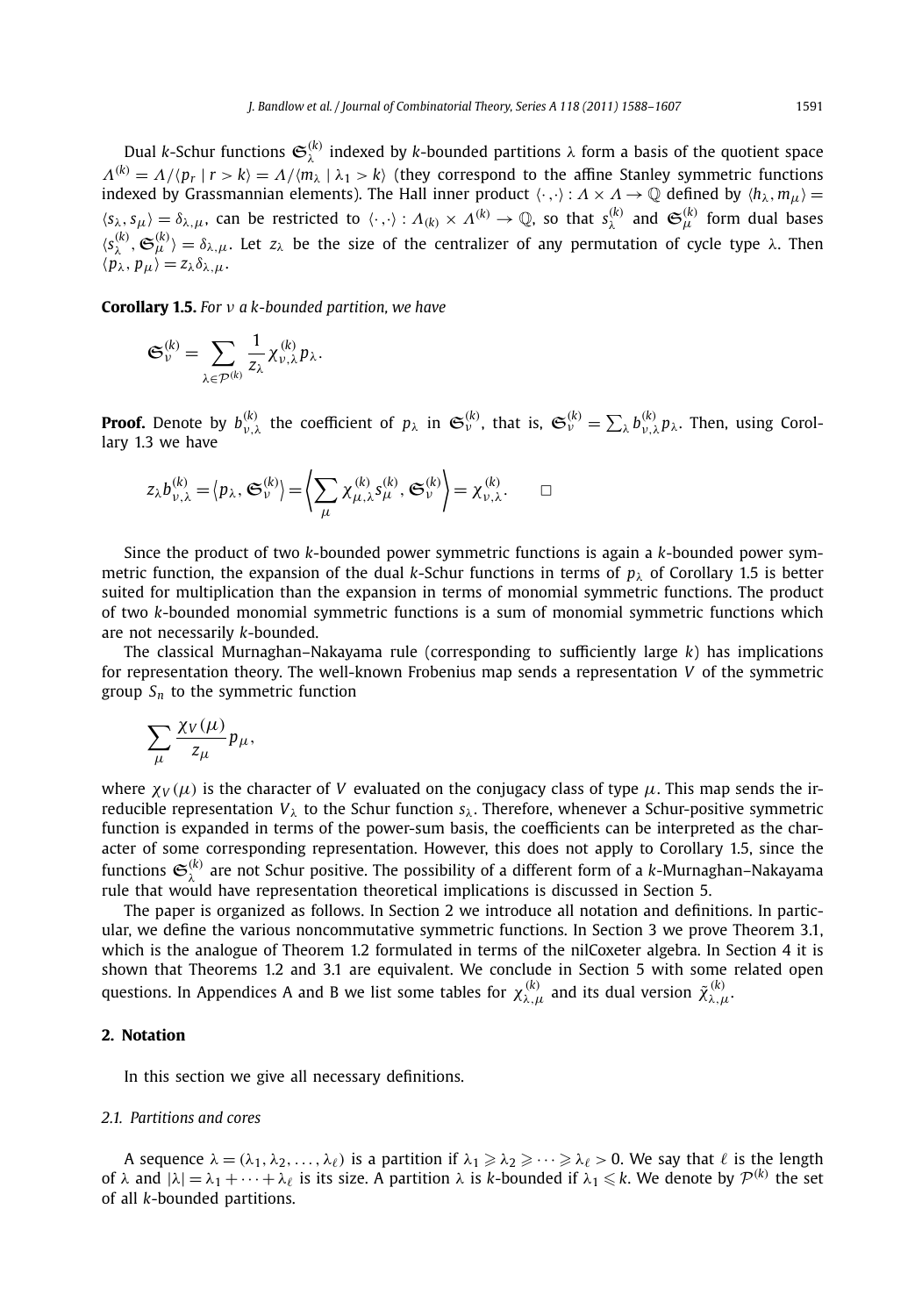Dual $k$-Schur functions $\mathfrak{S}_\lambda^{(k)}$ indexed by $k$-bounded partitions $\lambda$ form a basis of the quotient space $\Lambda^{(k)} = \Lambda/\langle p_r \mid r > k\rangle = \Lambda/\langle m_\lambda \mid \lambda_1 > k\rangle$ (they correspond to the affine Stanley symmetric functions indexed by Grassmannian elements). The Hall inner product $\langle\cdot,\cdot\rangle : \Lambda \times \Lambda \to \mathbb{Q}$ defined by $\langle h_\lambda, m_\mu\rangle = \langle s_\lambda, s_\mu\rangle = \delta_{\lambda,\mu}$, can be restricted to $\langle\cdot,\cdot\rangle : \Lambda_{(k)} \times \Lambda^{(k)} \to \mathbb{Q}$, so that $s_\lambda^{(k)}$ and $\mathfrak{S}_\mu^{(k)}$ form dual bases $\langle s_\lambda^{(k)}, \mathfrak{S}_\mu^{(k)}\rangle = \delta_{\lambda,\mu}$. Let $z_\lambda$ be the size of the centralizer of any permutation of cycle type $\lambda$. Then $\langle p_\lambda, p_\mu\rangle = z_\lambda \delta_{\lambda,\mu}$.

**Corollary 1.5.** *For $\nu$ a $k$-bounded partition, we have*

$$\mathfrak{S}_\nu^{(k)} = \sum_{\lambda \in \mathcal{P}^{(k)}} \frac{1}{z_\lambda} \chi_{\nu,\lambda}^{(k)} p_\lambda.$$

**Proof.** Denote by $b_{\nu,\lambda}^{(k)}$ the coefficient of $p_\lambda$ in $\mathfrak{S}_\nu^{(k)}$, that is, $\mathfrak{S}_\nu^{(k)} = \sum_\lambda b_{\nu,\lambda}^{(k)} p_\lambda$. Then, using Corollary 1.3 we have

$$z_\lambda b_{\nu,\lambda}^{(k)} = \langle p_\lambda, \mathfrak{S}_\nu^{(k)}\rangle = \left\langle \sum_\mu \chi_{\mu,\lambda}^{(k)} s_\mu^{(k)}, \mathfrak{S}_\nu^{(k)} \right\rangle = \chi_{\nu,\lambda}^{(k)}. \qquad \square$$

Since the product of two $k$-bounded power symmetric functions is again a $k$-bounded power symmetric function, the expansion of the dual $k$-Schur functions in terms of $p_\lambda$ of Corollary 1.5 is better suited for multiplication than the expansion in terms of monomial symmetric functions. The product of two $k$-bounded monomial symmetric functions is a sum of monomial symmetric functions which are not necessarily $k$-bounded.

The classical Murnaghan–Nakayama rule (corresponding to sufficiently large $k$) has implications for representation theory. The well-known Frobenius map sends a representation $V$ of the symmetric group $S_n$ to the symmetric function

$$\sum_\mu \frac{\chi_V(\mu)}{z_\mu} p_\mu,$$

where $\chi_V(\mu)$ is the character of $V$ evaluated on the conjugacy class of type $\mu$. This map sends the irreducible representation $V_\lambda$ to the Schur function $s_\lambda$. Therefore, whenever a Schur-positive symmetric function is expanded in terms of the power-sum basis, the coefficients can be interpreted as the character of some corresponding representation. However, this does not apply to Corollary 1.5, since the functions $\mathfrak{S}_\lambda^{(k)}$ are not Schur positive. The possibility of a different form of a $k$-Murnaghan–Nakayama rule that would have representation theoretical implications is discussed in Section 5.

The paper is organized as follows. In Section 2 we introduce all notation and definitions. In particular, we define the various noncommutative symmetric functions. In Section 3 we prove Theorem 3.1, which is the analogue of Theorem 1.2 formulated in terms of the nilCoxeter algebra. In Section 4 it is shown that Theorems 1.2 and 3.1 are equivalent. We conclude in Section 5 with some related open questions. In Appendices A and B we list some tables for $\chi_{\lambda,\mu}^{(k)}$ and its dual version $\tilde{\chi}_{\lambda,\mu}^{(k)}$.

## 2. Notation

In this section we give all necessary definitions.

### 2.1. Partitions and cores

A sequence $\lambda = (\lambda_1, \lambda_2, \ldots, \lambda_\ell)$ is a partition if $\lambda_1 \geqslant \lambda_2 \geqslant \cdots \geqslant \lambda_\ell > 0$. We say that $\ell$ is the length of $\lambda$ and $|\lambda| = \lambda_1 + \cdots + \lambda_\ell$ is its size. A partition $\lambda$ is $k$-bounded if $\lambda_1 \leqslant k$. We denote by $\mathcal{P}^{(k)}$ the set of all $k$-bounded partitions.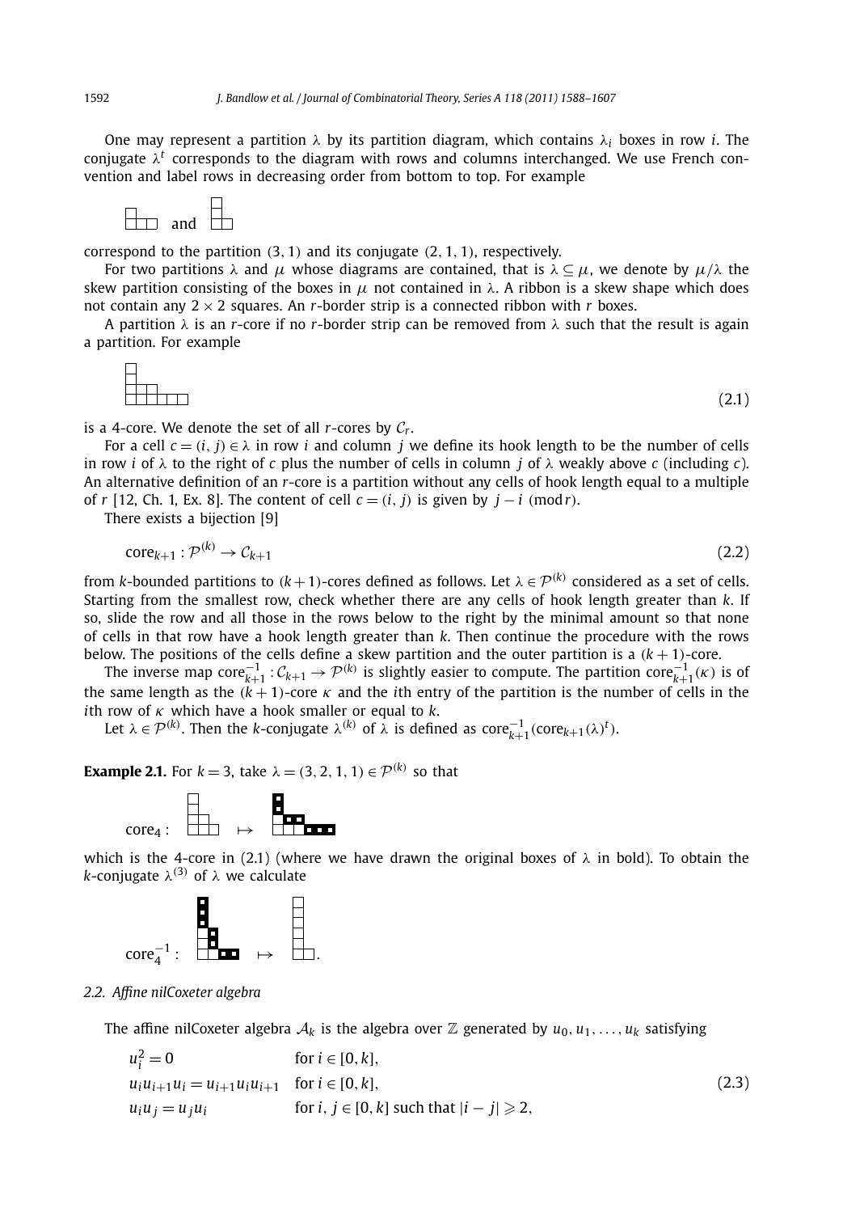One may represent a partition $\lambda$ by its partition diagram, which contains $\lambda_i$ boxes in row $i$. The conjugate $\lambda^t$ corresponds to the diagram with rows and columns interchanged. We use French convention and label rows in decreasing order from bottom to top. For example

and

correspond to the partition $(3, 1)$ and its conjugate $(2, 1, 1)$, respectively.

For two partitions $\lambda$ and $\mu$ whose diagrams are contained, that is $\lambda \subseteq \mu$, we denote by $\mu/\lambda$ the skew partition consisting of the boxes in $\mu$ not contained in $\lambda$. A ribbon is a skew shape which does not contain any $2 \times 2$ squares. An $r$-border strip is a connected ribbon with $r$ boxes.

A partition $\lambda$ is an $r$-core if no $r$-border strip can be removed from $\lambda$ such that the result is again a partition. For example

$$(2.1)$$

is a 4-core. We denote the set of all $r$-cores by $\mathcal{C}_r$.

For a cell $c = (i, j) \in \lambda$ in row $i$ and column $j$ we define its hook length to be the number of cells in row $i$ of $\lambda$ to the right of $c$ plus the number of cells in column $j$ of $\lambda$ weakly above $c$ (including $c$). An alternative definition of an $r$-core is a partition without any cells of hook length equal to a multiple of $r$ [12, Ch. 1, Ex. 8]. The content of cell $c = (i, j)$ is given by $j - i \pmod r$.

There exists a bijection [9]

$$\mathrm{core}_{k+1} : \mathcal{P}^{(k)} \to \mathcal{C}_{k+1} \tag{2.2}$$

from $k$-bounded partitions to $(k+1)$-cores defined as follows. Let $\lambda \in \mathcal{P}^{(k)}$ considered as a set of cells. Starting from the smallest row, check whether there are any cells of hook length greater than $k$. If so, slide the row and all those in the rows below to the right by the minimal amount so that none of cells in that row have a hook length greater than $k$. Then continue the procedure with the rows below. The positions of the cells define a skew partition and the outer partition is a $(k+1)$-core.

The inverse map $\mathrm{core}_{k+1}^{-1} : \mathcal{C}_{k+1} \to \mathcal{P}^{(k)}$ is slightly easier to compute. The partition $\mathrm{core}_{k+1}^{-1}(\kappa)$ is of the same length as the $(k+1)$-core $\kappa$ and the $i$th entry of the partition is the number of cells in the $i$th row of $\kappa$ which have a hook smaller or equal to $k$.

Let $\lambda \in \mathcal{P}^{(k)}$. Then the $k$-conjugate $\lambda^{(k)}$ of $\lambda$ is defined as $\mathrm{core}_{k+1}^{-1}(\mathrm{core}_{k+1}(\lambda)^t)$.

**Example 2.1.** For $k = 3$, take $\lambda = (3, 2, 1, 1) \in \mathcal{P}^{(k)}$ so that

$$\mathrm{core}_4 : \quad \mapsto$$

which is the 4-core in (2.1) (where we have drawn the original boxes of $\lambda$ in bold). To obtain the $k$-conjugate $\lambda^{(3)}$ of $\lambda$ we calculate

$$\mathrm{core}_4^{-1} : \quad \mapsto \quad .$$

### 2.2. Affine nilCoxeter algebra

The affine nilCoxeter algebra $\mathcal{A}_k$ is the algebra over $\mathbb{Z}$ generated by $u_0, u_1, \ldots, u_k$ satisfying

$$\begin{aligned}
&u_i^2 = 0 && \text{for } i \in [0, k], \\
&u_i u_{i+1} u_i = u_{i+1} u_i u_{i+1} && \text{for } i \in [0, k], \\
&u_i u_j = u_j u_i && \text{for } i, j \in [0, k] \text{ such that } |i - j| \geqslant 2,
\end{aligned} \tag{2.3}$$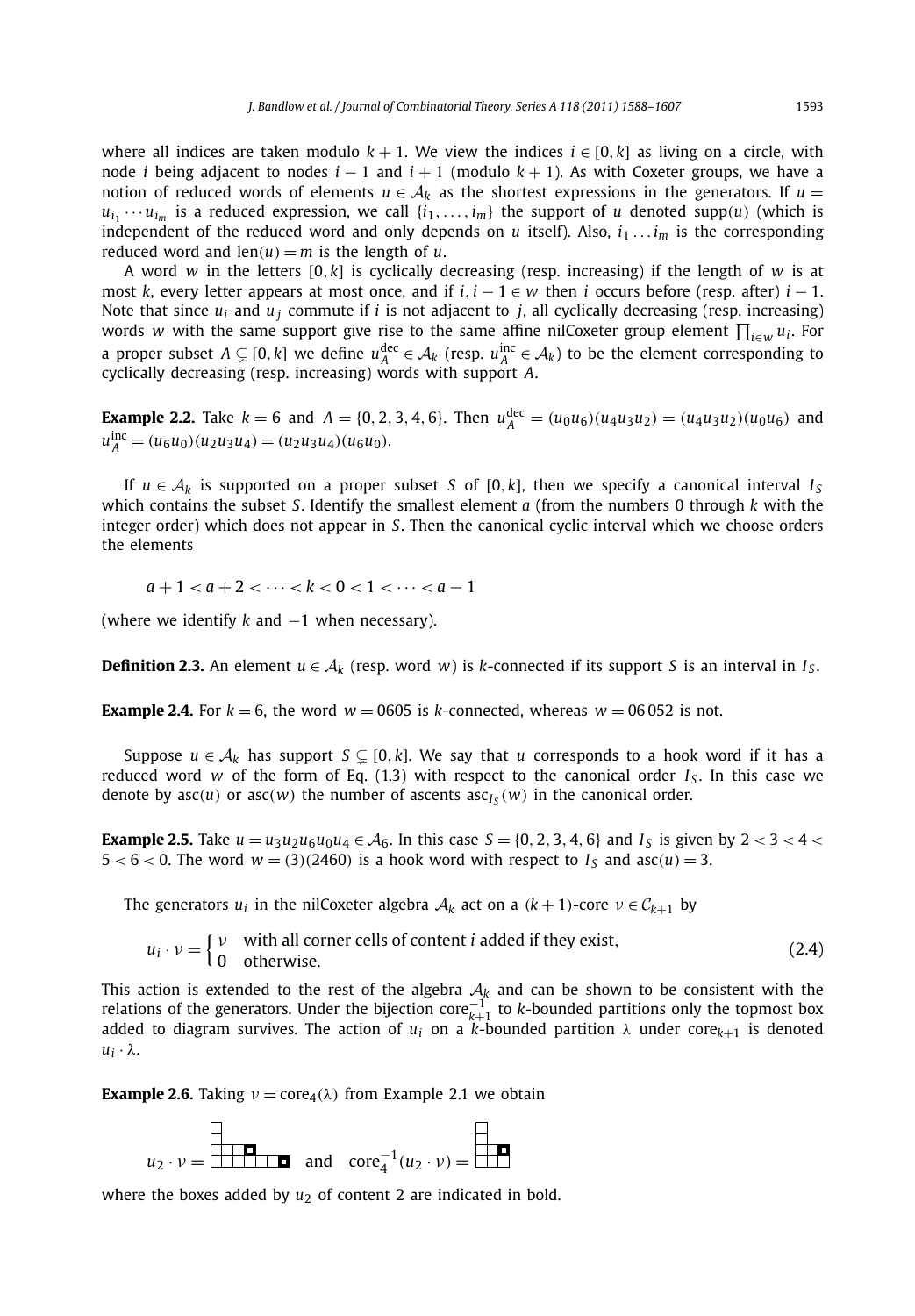where all indices are taken modulo $k+1$. We view the indices $i \in [0,k]$ as living on a circle, with node $i$ being adjacent to nodes $i-1$ and $i+1$ (modulo $k+1$). As with Coxeter groups, we have a notion of reduced words of elements $u \in \mathcal{A}_k$ as the shortest expressions in the generators. If $u = u_{i_1} \cdots u_{i_m}$ is a reduced expression, we call $\{i_1, \dots, i_m\}$ the support of $u$ denoted $\mathrm{supp}(u)$ (which is independent of the reduced word and only depends on $u$ itself). Also, $i_1 \dots i_m$ is the corresponding reduced word and $\mathrm{len}(u) = m$ is the length of $u$.

A word $w$ in the letters $[0,k]$ is cyclically decreasing (resp. increasing) if the length of $w$ is at most $k$, every letter appears at most once, and if $i, i-1 \in w$ then $i$ occurs before (resp. after) $i-1$. Note that since $u_i$ and $u_j$ commute if $i$ is not adjacent to $j$, all cyclically decreasing (resp. increasing) words $w$ with the same support give rise to the same affine nilCoxeter group element $\prod_{i \in w} u_i$. For a proper subset $A \subsetneq [0,k]$ we define $u_A^{\mathrm{dec}} \in \mathcal{A}_k$ (resp. $u_A^{\mathrm{inc}} \in \mathcal{A}_k$) to be the element corresponding to cyclically decreasing (resp. increasing) words with support $A$.

**Example 2.2.** Take $k=6$ and $A = \{0,2,3,4,6\}$. Then $u_A^{\mathrm{dec}} = (u_0 u_6)(u_4 u_3 u_2) = (u_4 u_3 u_2)(u_0 u_6)$ and $u_A^{\mathrm{inc}} = (u_6 u_0)(u_2 u_3 u_4) = (u_2 u_3 u_4)(u_6 u_0)$.

If $u \in \mathcal{A}_k$ is supported on a proper subset $S$ of $[0,k]$, then we specify a canonical interval $I_S$ which contains the subset $S$. Identify the smallest element $a$ (from the numbers 0 through $k$ with the integer order) which does not appear in $S$. Then the canonical cyclic interval which we choose orders the elements

$$a+1 < a+2 < \cdots < k < 0 < 1 < \cdots < a-1$$

(where we identify $k$ and $-1$ when necessary).

**Definition 2.3.** An element $u \in \mathcal{A}_k$ (resp. word $w$) is $k$-connected if its support $S$ is an interval in $I_S$.

**Example 2.4.** For $k=6$, the word $w = 0605$ is $k$-connected, whereas $w = 06052$ is not.

Suppose $u \in \mathcal{A}_k$ has support $S \subsetneq [0,k]$. We say that $u$ corresponds to a hook word if it has a reduced word $w$ of the form of Eq. (1.3) with respect to the canonical order $I_S$. In this case we denote by $\mathrm{asc}(u)$ or $\mathrm{asc}(w)$ the number of ascents $\mathrm{asc}_{I_S}(w)$ in the canonical order.

**Example 2.5.** Take $u = u_3 u_2 u_6 u_0 u_4 \in \mathcal{A}_6$. In this case $S = \{0,2,3,4,6\}$ and $I_S$ is given by $2 < 3 < 4 < 5 < 6 < 0$. The word $w = (3)(2460)$ is a hook word with respect to $I_S$ and $\mathrm{asc}(u) = 3$.

The generators $u_i$ in the nilCoxeter algebra $\mathcal{A}_k$ act on a $(k+1)$-core $\nu \in \mathcal{C}_{k+1}$ by

$$u_i \cdot \nu = \begin{cases} \nu & \text{with all corner cells of content } i \text{ added if they exist,} \\ 0 & \text{otherwise.} \end{cases} \tag{2.4}$$

This action is extended to the rest of the algebra $\mathcal{A}_k$ and can be shown to be consistent with the relations of the generators. Under the bijection $\mathrm{core}_{k+1}^{-1}$ to $k$-bounded partitions only the topmost box added to diagram survives. The action of $u_i$ on a $k$-bounded partition $\lambda$ under $\mathrm{core}_{k+1}$ is denoted $u_i \cdot \lambda$.

**Example 2.6.** Taking $\nu = \mathrm{core}_4(\lambda)$ from Example 2.1 we obtain

$$u_2 \cdot \nu = \quad \text{and} \quad \mathrm{core}_4^{-1}(u_2 \cdot \nu) =$$

where the boxes added by $u_2$ of content 2 are indicated in bold.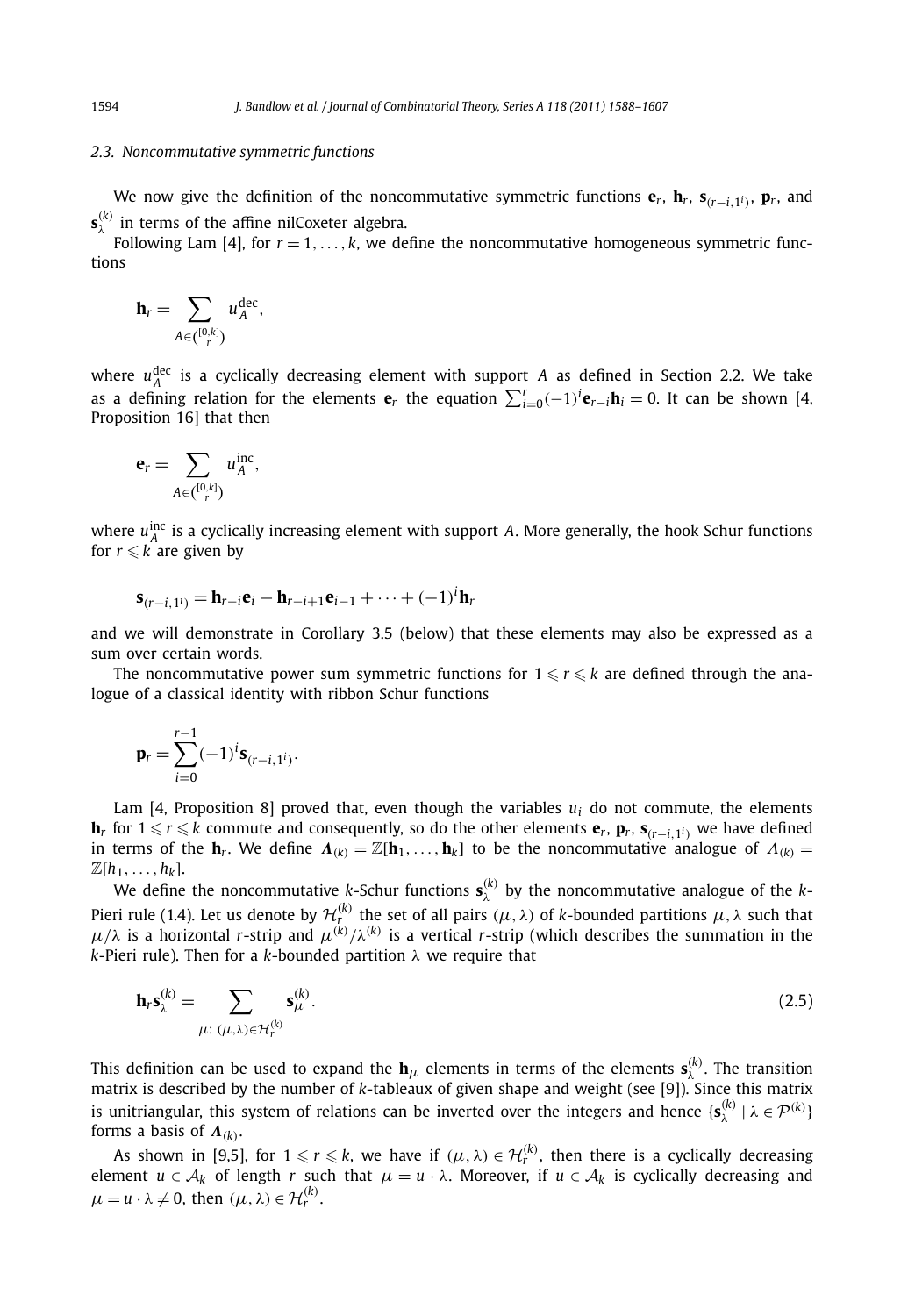### 2.3. Noncommutative symmetric functions

We now give the definition of the noncommutative symmetric functions $\mathbf{e}_r$, $\mathbf{h}_r$, $\mathbf{s}_{(r-i,1^i)}$, $\mathbf{p}_r$, and $\mathbf{s}_\lambda^{(k)}$ in terms of the affine nilCoxeter algebra.

Following Lam [4], for $r = 1, \ldots, k$, we define the noncommutative homogeneous symmetric functions

$$\mathbf{h}_r = \sum_{A \in \binom{[0,k]}{r}} u_A^{\mathrm{dec}},$$

where $u_A^{\mathrm{dec}}$ is a cyclically decreasing element with support $A$ as defined in Section 2.2. We take as a defining relation for the elements $\mathbf{e}_r$ the equation $\sum_{i=0}^{r} (-1)^i \mathbf{e}_{r-i} \mathbf{h}_i = 0$. It can be shown [4, Proposition 16] that then

$$\mathbf{e}_r = \sum_{A \in \binom{[0,k]}{r}} u_A^{\mathrm{inc}},$$

where $u_A^{\mathrm{inc}}$ is a cyclically increasing element with support $A$. More generally, the hook Schur functions for $r \leqslant k$ are given by

$$\mathbf{s}_{(r-i,1^i)} = \mathbf{h}_{r-i}\mathbf{e}_i - \mathbf{h}_{r-i+1}\mathbf{e}_{i-1} + \cdots + (-1)^i \mathbf{h}_r$$

and we will demonstrate in Corollary 3.5 (below) that these elements may also be expressed as a sum over certain words.

The noncommutative power sum symmetric functions for $1 \leqslant r \leqslant k$ are defined through the analogue of a classical identity with ribbon Schur functions

$$\mathbf{p}_r = \sum_{i=0}^{r-1} (-1)^i \mathbf{s}_{(r-i,1^i)}.$$

Lam [4, Proposition 8] proved that, even though the variables $u_i$ do not commute, the elements $\mathbf{h}_r$ for $1 \leqslant r \leqslant k$ commute and consequently, so do the other elements $\mathbf{e}_r$, $\mathbf{p}_r$, $\mathbf{s}_{(r-i,1^i)}$ we have defined in terms of the $\mathbf{h}_r$. We define $\boldsymbol{\Lambda}_{(k)} = \mathbb{Z}[\mathbf{h}_1, \ldots, \mathbf{h}_k]$ to be the noncommutative analogue of $\Lambda_{(k)} = \mathbb{Z}[h_1, \ldots, h_k]$.

We define the noncommutative $k$-Schur functions $\mathbf{s}_\lambda^{(k)}$ by the noncommutative analogue of the $k$-Pieri rule (1.4). Let us denote by $\mathcal{H}_r^{(k)}$ the set of all pairs $(\mu, \lambda)$ of $k$-bounded partitions $\mu, \lambda$ such that $\mu/\lambda$ is a horizontal $r$-strip and $\mu^{(k)}/\lambda^{(k)}$ is a vertical $r$-strip (which describes the summation in the $k$-Pieri rule). Then for a $k$-bounded partition $\lambda$ we require that

$$\mathbf{h}_r \mathbf{s}_\lambda^{(k)} = \sum_{\mu:\ (\mu,\lambda) \in \mathcal{H}_r^{(k)}} \mathbf{s}_\mu^{(k)}. \tag{2.5}$$

This definition can be used to expand the $\mathbf{h}_\mu$ elements in terms of the elements $\mathbf{s}_\lambda^{(k)}$. The transition matrix is described by the number of $k$-tableaux of given shape and weight (see [9]). Since this matrix is unitriangular, this system of relations can be inverted over the integers and hence $\{\mathbf{s}_\lambda^{(k)} \mid \lambda \in \mathcal{P}^{(k)}\}$ forms a basis of $\boldsymbol{\Lambda}_{(k)}$.

As shown in [9,5], for $1 \leqslant r \leqslant k$, we have if $(\mu, \lambda) \in \mathcal{H}_r^{(k)}$, then there is a cyclically decreasing element $u \in \mathcal{A}_k$ of length $r$ such that $\mu = u \cdot \lambda$. Moreover, if $u \in \mathcal{A}_k$ is cyclically decreasing and $\mu = u \cdot \lambda \neq 0$, then $(\mu, \lambda) \in \mathcal{H}_r^{(k)}$.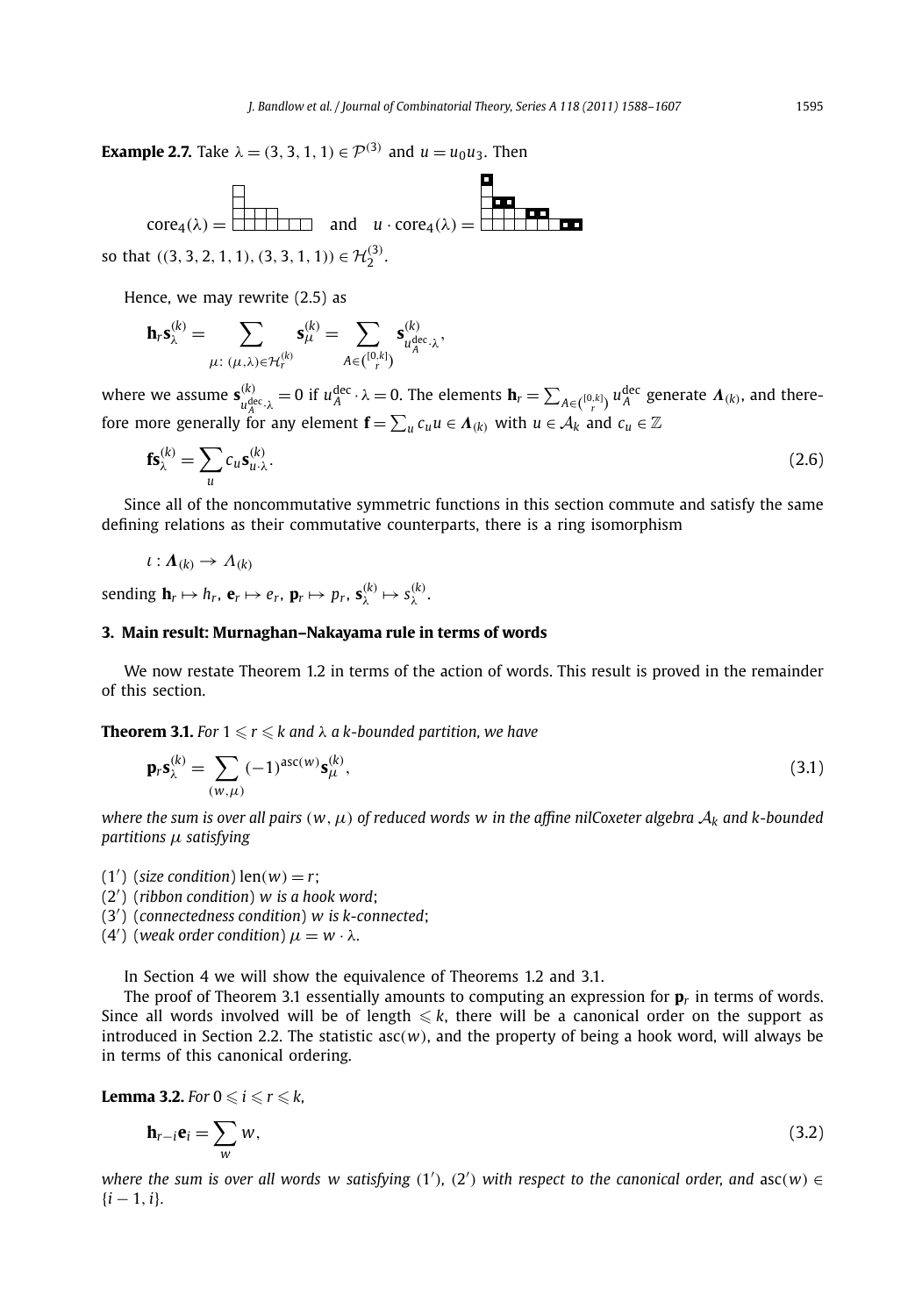**Example 2.7.** Take $\lambda = (3, 3, 1, 1) \in \mathcal{P}^{(3)}$ and $u = u_0 u_3$. Then

$$\mathrm{core}_4(\lambda) = \quad \text{and} \quad u \cdot \mathrm{core}_4(\lambda) =$$

so that $((3, 3, 2, 1, 1), (3, 3, 1, 1)) \in \mathcal{H}_2^{(3)}$.

Hence, we may rewrite (2.5) as

$$\mathbf{h}_r \mathbf{s}_\lambda^{(k)} = \sum_{\mu:\, (\mu,\lambda) \in \mathcal{H}_r^{(k)}} \mathbf{s}_\mu^{(k)} = \sum_{A \in \binom{[0,k]}{r}} \mathbf{s}^{(k)}_{u_A^{\mathrm{dec}} \cdot \lambda},$$

where we assume $\mathbf{s}^{(k)}_{u_A^{\mathrm{dec}} \cdot \lambda} = 0$ if $u_A^{\mathrm{dec}} \cdot \lambda = 0$. The elements $\mathbf{h}_r = \sum_{A \in \binom{[0,k]}{r}} u_A^{\mathrm{dec}}$ generate $\boldsymbol{\Lambda}_{(k)}$, and therefore more generally for any element $\mathbf{f} = \sum_u c_u u \in \boldsymbol{\Lambda}_{(k)}$ with $u \in \mathcal{A}_k$ and $c_u \in \mathbb{Z}$

$$\mathbf{f}\mathbf{s}_\lambda^{(k)} = \sum_u c_u \mathbf{s}^{(k)}_{u \cdot \lambda}. \tag{2.6}$$

Since all of the noncommutative symmetric functions in this section commute and satisfy the same defining relations as their commutative counterparts, there is a ring isomorphism

$$\iota : \boldsymbol{\Lambda}_{(k)} \to \Lambda_{(k)}$$

sending $\mathbf{h}_r \mapsto h_r$, $\mathbf{e}_r \mapsto e_r$, $\mathbf{p}_r \mapsto p_r$, $\mathbf{s}_\lambda^{(k)} \mapsto s_\lambda^{(k)}$.

## 3. Main result: Murnaghan–Nakayama rule in terms of words

We now restate Theorem 1.2 in terms of the action of words. This result is proved in the remainder of this section.

**Theorem 3.1.** *For $1 \leqslant r \leqslant k$ and $\lambda$ a $k$-bounded partition, we have*

$$\mathbf{p}_r \mathbf{s}_\lambda^{(k)} = \sum_{(w,\mu)} (-1)^{\mathrm{asc}(w)} \mathbf{s}_\mu^{(k)}, \tag{3.1}$$

*where the sum is over all pairs $(w, \mu)$ of reduced words $w$ in the affine nilCoxeter algebra $\mathcal{A}_k$ and $k$-bounded partitions $\mu$ satisfying*

- $(1')$ (*size condition*) $\mathrm{len}(w) = r$;
- $(2')$ (*ribbon condition*) *$w$ is a hook word*;
- $(3')$ (*connectedness condition*) *$w$ is $k$-connected*;
- $(4')$ (*weak order condition*) $\mu = w \cdot \lambda$.

In Section 4 we will show the equivalence of Theorems 1.2 and 3.1.

The proof of Theorem 3.1 essentially amounts to computing an expression for $\mathbf{p}_r$ in terms of words. Since all words involved will be of length $\leqslant k$, there will be a canonical order on the support as introduced in Section 2.2. The statistic $\mathrm{asc}(w)$, and the property of being a hook word, will always be in terms of this canonical ordering.

**Lemma 3.2.** *For $0 \leqslant i \leqslant r \leqslant k$,*

$$\mathbf{h}_{r-i} \mathbf{e}_i = \sum_w w, \tag{3.2}$$

*where the sum is over all words $w$ satisfying $(1')$, $(2')$ with respect to the canonical order, and $\mathrm{asc}(w) \in \{i-1, i\}$.*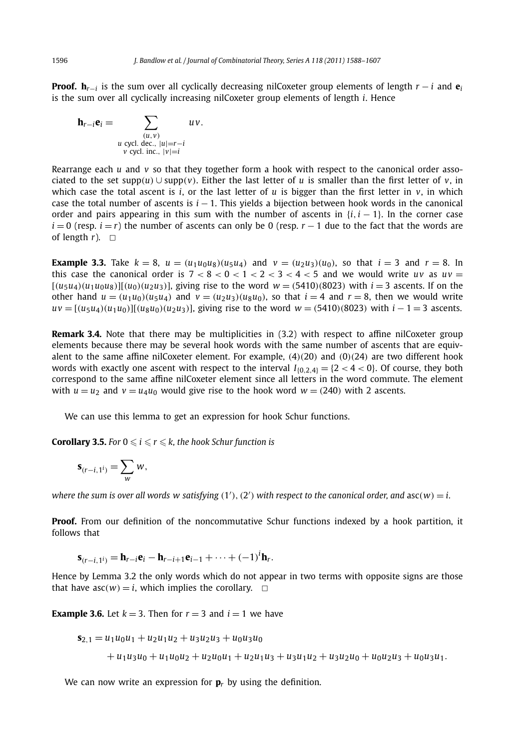**Proof.** $\mathbf{h}_{r-i}$ is the sum over all cyclically decreasing nilCoxeter group elements of length $r-i$ and $\mathbf{e}_i$ is the sum over all cyclically increasing nilCoxeter group elements of length $i$. Hence

$$\mathbf{h}_{r-i}\mathbf{e}_i = \sum_{\substack{(u,v)\\ u \text{ cycl. dec., } |u|=r-i\\ v \text{ cycl. inc., } |v|=i}} uv.$$

Rearrange each $u$ and $v$ so that they together form a hook with respect to the canonical order associated to the set $\operatorname{supp}(u) \cup \operatorname{supp}(v)$. Either the last letter of $u$ is smaller than the first letter of $v$, in which case the total ascent is $i$, or the last letter of $u$ is bigger than the first letter in $v$, in which case the total number of ascents is $i-1$. This yields a bijection between hook words in the canonical order and pairs appearing in this sum with the number of ascents in $\{i, i-1\}$. In the corner case $i=0$ (resp. $i=r$) the number of ascents can only be 0 (resp. $r-1$ due to the fact that the words are of length $r$). $\square$

**Example 3.3.** Take $k=8$, $u=(u_1u_0u_8)(u_5u_4)$ and $v=(u_2u_3)(u_0)$, so that $i=3$ and $r=8$. In this case the canonical order is $7<8<0<1<2<3<4<5$ and we would write $uv$ as $uv = [(u_5u_4)(u_1u_0u_8)][(u_0)(u_2u_3)]$, giving rise to the word $w=(5410)(8023)$ with $i=3$ ascents. If on the other hand $u=(u_1u_0)(u_5u_4)$ and $v=(u_2u_3)(u_8u_0)$, so that $i=4$ and $r=8$, then we would write $uv=[(u_5u_4)(u_1u_0)][(u_8u_0)(u_2u_3)]$, giving rise to the word $w=(5410)(8023)$ with $i-1=3$ ascents.

**Remark 3.4.** Note that there may be multiplicities in (3.2) with respect to affine nilCoxeter group elements because there may be several hook words with the same number of ascents that are equivalent to the same affine nilCoxeter element. For example, $(4)(20)$ and $(0)(24)$ are two different hook words with exactly one ascent with respect to the interval $I_{\{0,2,4\}} = \{2<4<0\}$. Of course, they both correspond to the same affine nilCoxeter element since all letters in the word commute. The element with $u=u_2$ and $v=u_4u_0$ would give rise to the hook word $w=(240)$ with 2 ascents.

We can use this lemma to get an expression for hook Schur functions.

**Corollary 3.5.** *For $0 \leqslant i \leqslant r \leqslant k$, the hook Schur function is*

$$\mathbf{s}_{(r-i,1^i)} = \sum_w w,$$

*where the sum is over all words $w$ satisfying $(1')$, $(2')$ with respect to the canonical order, and $\operatorname{asc}(w)=i$.*

**Proof.** From our definition of the noncommutative Schur functions indexed by a hook partition, it follows that

$$\mathbf{s}_{(r-i,1^i)} = \mathbf{h}_{r-i}\mathbf{e}_i - \mathbf{h}_{r-i+1}\mathbf{e}_{i-1} + \cdots + (-1)^i\mathbf{h}_r.$$

Hence by Lemma 3.2 the only words which do not appear in two terms with opposite signs are those that have $\operatorname{asc}(w)=i$, which implies the corollary. $\square$

**Example 3.6.** Let $k=3$. Then for $r=3$ and $i=1$ we have

$$\begin{aligned}
\mathbf{s}_{2,1} &= u_1u_0u_1 + u_2u_1u_2 + u_3u_2u_3 + u_0u_3u_0 \\
&\quad + u_1u_3u_0 + u_1u_0u_2 + u_2u_0u_1 + u_2u_1u_3 + u_3u_1u_2 + u_3u_2u_0 + u_0u_2u_3 + u_0u_3u_1.
\end{aligned}$$

We can now write an expression for $\mathbf{p}_r$ by using the definition.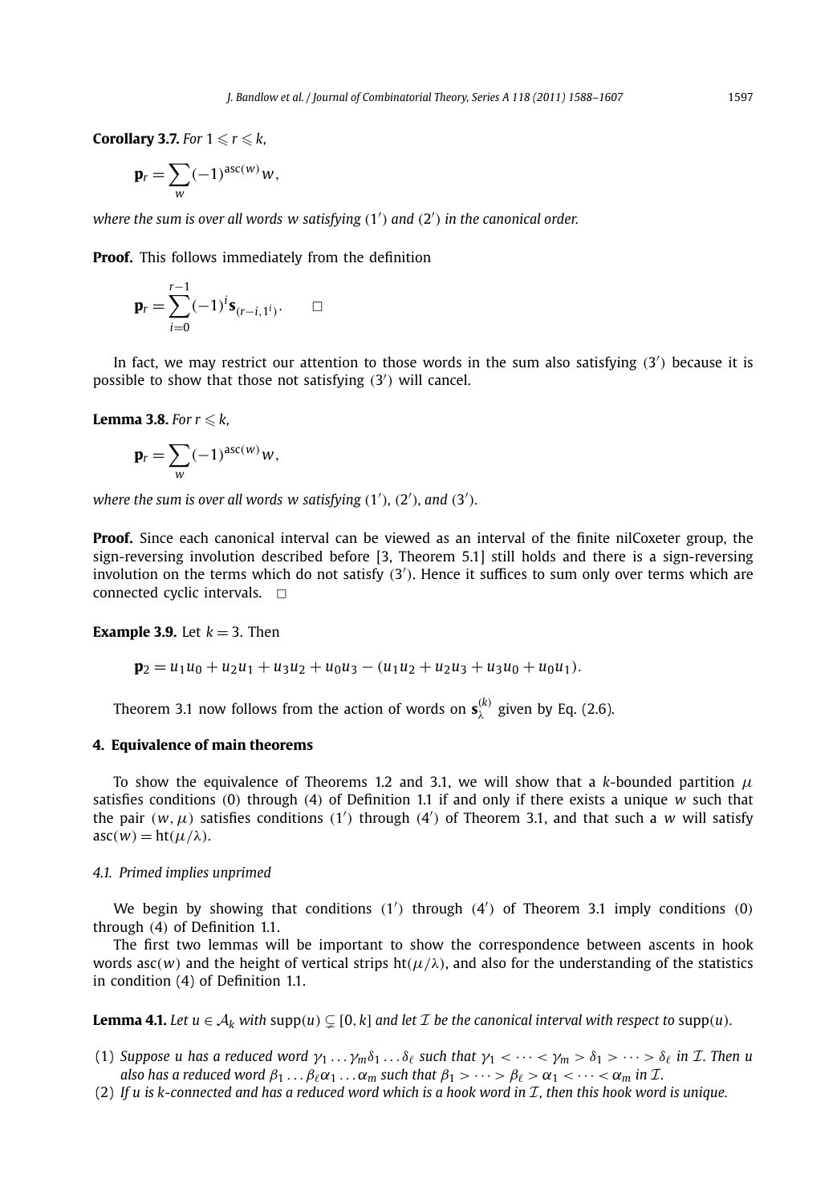**Corollary 3.7.** *For* $1 \leqslant r \leqslant k$,

$$\mathbf{p}_r = \sum_{w} (-1)^{\operatorname{asc}(w)} w,$$

*where the sum is over all words* $w$ *satisfying* $(1')$ *and* $(2')$ *in the canonical order.*

**Proof.** This follows immediately from the definition

$$\mathbf{p}_r = \sum_{i=0}^{r-1} (-1)^i \mathbf{s}_{(r-i,1^i)}. \qquad \square$$

In fact, we may restrict our attention to those words in the sum also satisfying $(3')$ because it is possible to show that those not satisfying $(3')$ will cancel.

**Lemma 3.8.** *For* $r \leqslant k$,

$$\mathbf{p}_r = \sum_{w} (-1)^{\operatorname{asc}(w)} w,$$

*where the sum is over all words* $w$ *satisfying* $(1')$, $(2')$, *and* $(3')$.

**Proof.** Since each canonical interval can be viewed as an interval of the finite nilCoxeter group, the sign-reversing involution described before [3, Theorem 5.1] still holds and there is a sign-reversing involution on the terms which do not satisfy $(3')$. Hence it suffices to sum only over terms which are connected cyclic intervals. $\square$

**Example 3.9.** Let $k = 3$. Then

$$\mathbf{p}_2 = u_1u_0 + u_2u_1 + u_3u_2 + u_0u_3 - (u_1u_2 + u_2u_3 + u_3u_0 + u_0u_1).$$

Theorem 3.1 now follows from the action of words on $\mathbf{s}_\lambda^{(k)}$ given by Eq. (2.6).

## 4. Equivalence of main theorems

To show the equivalence of Theorems 1.2 and 3.1, we will show that a $k$-bounded partition $\mu$ satisfies conditions (0) through (4) of Definition 1.1 if and only if there exists a unique $w$ such that the pair $(w, \mu)$ satisfies conditions $(1')$ through $(4')$ of Theorem 3.1, and that such a $w$ will satisfy $\operatorname{asc}(w) = \operatorname{ht}(\mu/\lambda)$.

### 4.1. Primed implies unprimed

We begin by showing that conditions $(1')$ through $(4')$ of Theorem 3.1 imply conditions (0) through (4) of Definition 1.1.

The first two lemmas will be important to show the correspondence between ascents in hook words $\operatorname{asc}(w)$ and the height of vertical strips $\operatorname{ht}(\mu/\lambda)$, and also for the understanding of the statistics in condition (4) of Definition 1.1.

**Lemma 4.1.** *Let* $u \in \mathcal{A}_k$ *with* $\operatorname{supp}(u) \subsetneq [0, k]$ *and let* $\mathcal{I}$ *be the canonical interval with respect to* $\operatorname{supp}(u)$.

(1) *Suppose* $u$ *has a reduced word* $\gamma_1 \dots \gamma_m \delta_1 \dots \delta_\ell$ *such that* $\gamma_1 < \cdots < \gamma_m > \delta_1 > \cdots > \delta_\ell$ *in* $\mathcal{I}$. *Then* $u$ *also has a reduced word* $\beta_1 \dots \beta_\ell \alpha_1 \dots \alpha_m$ *such that* $\beta_1 > \cdots > \beta_\ell > \alpha_1 < \cdots < \alpha_m$ *in* $\mathcal{I}$.

(2) *If* $u$ *is* $k$*-connected and has a reduced word which is a hook word in* $\mathcal{I}$, *then this hook word is unique.*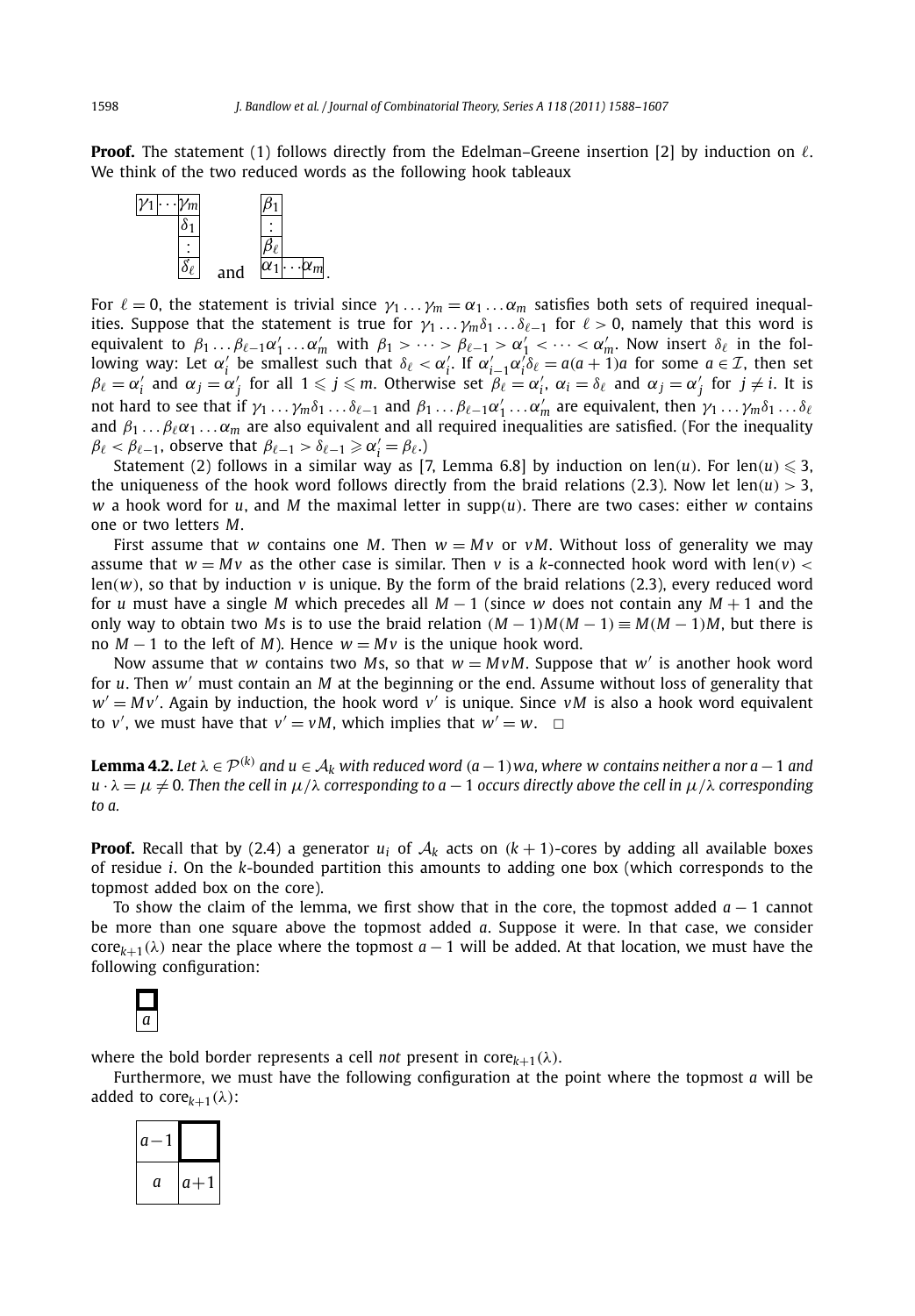**Proof.** The statement (1) follows directly from the Edelman–Greene insertion [2] by induction on $\ell$. We think of the two reduced words as the following hook tableaux

$$\begin{array}{|c|c|c|}\hline \gamma_1 & \cdots & \gamma_m \\ \hline \end{array}\quad\begin{array}{c} \delta_1 \\ \vdots \\ \delta_\ell \end{array} \qquad \text{and} \qquad \begin{array}{c} \beta_1 \\ \vdots \\ \beta_\ell \\ \begin{array}{|c|c|c|}\hline \alpha_1 & \cdots & \alpha_m \\ \hline \end{array} \end{array}.$$

For $\ell = 0$, the statement is trivial since $\gamma_1 \dots \gamma_m = \alpha_1 \dots \alpha_m$ satisfies both sets of required inequalities. Suppose that the statement is true for $\gamma_1 \dots \gamma_m \delta_1 \dots \delta_{\ell-1}$ for $\ell > 0$, namely that this word is equivalent to $\beta_1 \dots \beta_{\ell-1} \alpha'_1 \dots \alpha'_m$ with $\beta_1 > \dots > \beta_{\ell-1} > \alpha'_1 < \dots < \alpha'_m$. Now insert $\delta_\ell$ in the following way: Let $\alpha'_i$ be smallest such that $\delta_\ell < \alpha'_i$. If $\alpha'_{i-1}\alpha'_i\delta_\ell = a(a+1)a$ for some $a \in \mathcal{I}$, then set $\beta_\ell = \alpha'_i$ and $\alpha_j = \alpha'_j$ for all $1 \leqslant j \leqslant m$. Otherwise set $\beta_\ell = \alpha'_i$, $\alpha_i = \delta_\ell$ and $\alpha_j = \alpha'_j$ for $j \neq i$. It is not hard to see that if $\gamma_1 \dots \gamma_m \delta_1 \dots \delta_{\ell-1}$ and $\beta_1 \dots \beta_{\ell-1} \alpha'_1 \dots \alpha'_m$ are equivalent, then $\gamma_1 \dots \gamma_m \delta_1 \dots \delta_\ell$ and $\beta_1 \dots \beta_\ell \alpha_1 \dots \alpha_m$ are also equivalent and all required inequalities are satisfied. (For the inequality $\beta_\ell < \beta_{\ell-1}$, observe that $\beta_{\ell-1} > \delta_{\ell-1} \geqslant \alpha'_i = \beta_\ell$.)

Statement (2) follows in a similar way as [7, Lemma 6.8] by induction on $\text{len}(u)$. For $\text{len}(u) \leqslant 3$, the uniqueness of the hook word follows directly from the braid relations (2.3). Now let $\text{len}(u) > 3$, $w$ a hook word for $u$, and $M$ the maximal letter in $\text{supp}(u)$. There are two cases: either $w$ contains one or two letters $M$.

First assume that $w$ contains one $M$. Then $w = Mv$ or $vM$. Without loss of generality we may assume that $w = Mv$ as the other case is similar. Then $v$ is a $k$-connected hook word with $\text{len}(v) < \text{len}(w)$, so that by induction $v$ is unique. By the form of the braid relations (2.3), every reduced word for $u$ must have a single $M$ which precedes all $M-1$ (since $w$ does not contain any $M+1$ and the only way to obtain two $M$s is to use the braid relation $(M-1)M(M-1) \equiv M(M-1)M$, but there is no $M-1$ to the left of $M$). Hence $w = Mv$ is the unique hook word.

Now assume that $w$ contains two $M$s, so that $w = MvM$. Suppose that $w'$ is another hook word for $u$. Then $w'$ must contain an $M$ at the beginning or the end. Assume without loss of generality that $w' = Mv'$. Again by induction, the hook word $v'$ is unique. Since $vM$ is also a hook word equivalent to $v'$, we must have that $v' = vM$, which implies that $w' = w$. $\square$

**Lemma 4.2.** *Let $\lambda \in \mathcal{P}^{(k)}$ and $u \in \mathcal{A}_k$ with reduced word $(a-1)wa$, where $w$ contains neither $a$ nor $a-1$ and $u \cdot \lambda = \mu \neq 0$. Then the cell in $\mu/\lambda$ corresponding to $a-1$ occurs directly above the cell in $\mu/\lambda$ corresponding to $a$.*

**Proof.** Recall that by (2.4) a generator $u_i$ of $\mathcal{A}_k$ acts on $(k+1)$-cores by adding all available boxes of residue $i$. On the $k$-bounded partition this amounts to adding one box (which corresponds to the topmost added box on the core).

To show the claim of the lemma, we first show that in the core, the topmost added $a-1$ cannot be more than one square above the topmost added $a$. Suppose it were. In that case, we consider $\text{core}_{k+1}(\lambda)$ near the place where the topmost $a-1$ will be added. At that location, we must have the following configuration:

$$\begin{array}{|c|}\hline \phantom{a} \\ \hline a \\ \hline \end{array}$$

where the bold border represents a cell *not* present in $\text{core}_{k+1}(\lambda)$.

Furthermore, we must have the following configuration at the point where the topmost $a$ will be added to $\text{core}_{k+1}(\lambda)$:

$$\begin{array}{|c|c|}\hline a-1 & \phantom{a} \\ \hline a & a+1 \\ \hline \end{array}$$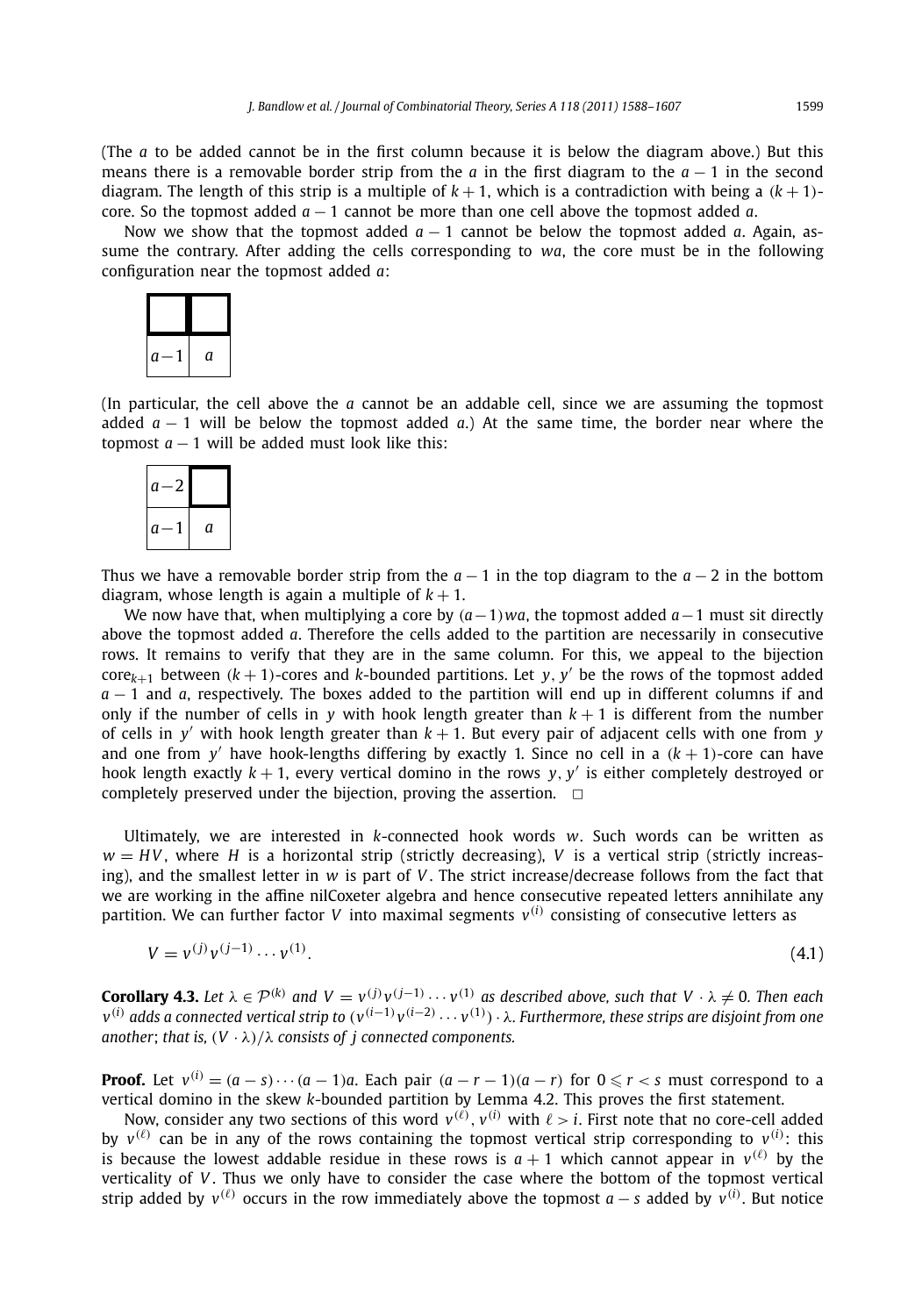(The $a$ to be added cannot be in the first column because it is below the diagram above.) But this means there is a removable border strip from the $a$ in the first diagram to the $a-1$ in the second diagram. The length of this strip is a multiple of $k+1$, which is a contradiction with being a $(k+1)$-core. So the topmost added $a-1$ cannot be more than one cell above the topmost added $a$.

Now we show that the topmost added $a-1$ cannot be below the topmost added $a$. Again, assume the contrary. After adding the cells corresponding to $wa$, the core must be in the following configuration near the topmost added $a$:

| | |
|---|---|
| $a-1$ | $a$ |

(In particular, the cell above the $a$ cannot be an addable cell, since we are assuming the topmost added $a-1$ will be below the topmost added $a$.) At the same time, the border near where the topmost $a-1$ will be added must look like this:

| | |
|---|---|
| $a-2$ | |
| $a-1$ | $a$ |

Thus we have a removable border strip from the $a-1$ in the top diagram to the $a-2$ in the bottom diagram, whose length is again a multiple of $k+1$.

We now have that, when multiplying a core by $(a-1)wa$, the topmost added $a-1$ must sit directly above the topmost added $a$. Therefore the cells added to the partition are necessarily in consecutive rows. It remains to verify that they are in the same column. For this, we appeal to the bijection $\mathrm{core}_{k+1}$ between $(k+1)$-cores and $k$-bounded partitions. Let $y, y'$ be the rows of the topmost added $a-1$ and $a$, respectively. The boxes added to the partition will end up in different columns if and only if the number of cells in $y$ with hook length greater than $k+1$ is different from the number of cells in $y'$ with hook length greater than $k+1$. But every pair of adjacent cells with one from $y$ and one from $y'$ have hook-lengths differing by exactly 1. Since no cell in a $(k+1)$-core can have hook length exactly $k+1$, every vertical domino in the rows $y, y'$ is either completely destroyed or completely preserved under the bijection, proving the assertion. $\square$

Ultimately, we are interested in $k$-connected hook words $w$. Such words can be written as $w = HV$, where $H$ is a horizontal strip (strictly decreasing), $V$ is a vertical strip (strictly increasing), and the smallest letter in $w$ is part of $V$. The strict increase/decrease follows from the fact that we are working in the affine nilCoxeter algebra and hence consecutive repeated letters annihilate any partition. We can further factor $V$ into maximal segments $v^{(i)}$ consisting of consecutive letters as

$$V = v^{(j)}v^{(j-1)}\cdots v^{(1)}. \tag{4.1}$$

**Corollary 4.3.** *Let $\lambda \in \mathcal{P}^{(k)}$ and $V = v^{(j)}v^{(j-1)}\cdots v^{(1)}$ as described above, such that $V\cdot\lambda \neq 0$. Then each $v^{(i)}$ adds a connected vertical strip to $(v^{(i-1)}v^{(i-2)}\cdots v^{(1)})\cdot\lambda$. Furthermore, these strips are disjoint from one another; that is, $(V\cdot\lambda)/\lambda$ consists of $j$ connected components.*

**Proof.** Let $v^{(i)} = (a-s)\cdots(a-1)a$. Each pair $(a-r-1)(a-r)$ for $0 \leqslant r < s$ must correspond to a vertical domino in the skew $k$-bounded partition by Lemma 4.2. This proves the first statement.

Now, consider any two sections of this word $v^{(\ell)}, v^{(i)}$ with $\ell > i$. First note that no core-cell added by $v^{(\ell)}$ can be in any of the rows containing the topmost vertical strip corresponding to $v^{(i)}$: this is because the lowest addable residue in these rows is $a+1$ which cannot appear in $v^{(\ell)}$ by the verticality of $V$. Thus we only have to consider the case where the bottom of the topmost vertical strip added by $v^{(\ell)}$ occurs in the row immediately above the topmost $a-s$ added by $v^{(i)}$. But notice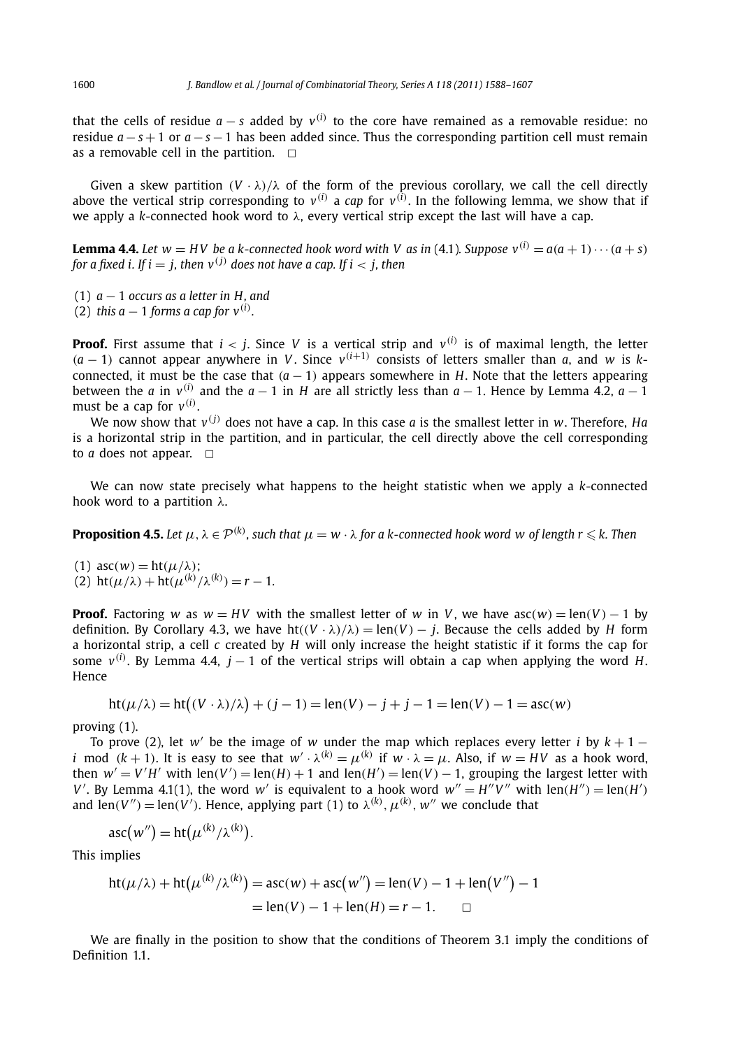that the cells of residue $a - s$ added by $v^{(i)}$ to the core have remained as a removable residue: no residue $a - s + 1$ or $a - s - 1$ has been added since. Thus the corresponding partition cell must remain as a removable cell in the partition. $\square$

Given a skew partition $(V \cdot \lambda)/\lambda$ of the form of the previous corollary, we call the cell directly above the vertical strip corresponding to $v^{(i)}$ a *cap* for $v^{(i)}$. In the following lemma, we show that if we apply a $k$-connected hook word to $\lambda$, every vertical strip except the last will have a cap.

**Lemma 4.4.** *Let $w = HV$ be a $k$-connected hook word with $V$ as in* (4.1)*. Suppose $v^{(i)} = a(a+1)\cdots(a+s)$ for a fixed $i$. If $i = j$, then $v^{(j)}$ does not have a cap. If $i < j$, then*

(1) *$a - 1$ occurs as a letter in $H$, and*
(2) *this $a - 1$ forms a cap for $v^{(i)}$.*

**Proof.** First assume that $i < j$. Since $V$ is a vertical strip and $v^{(i)}$ is of maximal length, the letter $(a - 1)$ cannot appear anywhere in $V$. Since $v^{(i+1)}$ consists of letters smaller than $a$, and $w$ is $k$-connected, it must be the case that $(a - 1)$ appears somewhere in $H$. Note that the letters appearing between the $a$ in $v^{(i)}$ and the $a - 1$ in $H$ are all strictly less than $a - 1$. Hence by Lemma 4.2, $a - 1$ must be a cap for $v^{(i)}$.

We now show that $v^{(j)}$ does not have a cap. In this case $a$ is the smallest letter in $w$. Therefore, $Ha$ is a horizontal strip in the partition, and in particular, the cell directly above the cell corresponding to $a$ does not appear. $\square$

We can now state precisely what happens to the height statistic when we apply a $k$-connected hook word to a partition $\lambda$.

**Proposition 4.5.** *Let $\mu, \lambda \in \mathcal{P}^{(k)}$, such that $\mu = w \cdot \lambda$ for a $k$-connected hook word $w$ of length $r \leqslant k$. Then*

(1) $\operatorname{asc}(w) = \operatorname{ht}(\mu/\lambda)$;
(2) $\operatorname{ht}(\mu/\lambda) + \operatorname{ht}(\mu^{(k)}/\lambda^{(k)}) = r - 1$.

**Proof.** Factoring $w$ as $w = HV$ with the smallest letter of $w$ in $V$, we have $\operatorname{asc}(w) = \operatorname{len}(V) - 1$ by definition. By Corollary 4.3, we have $\operatorname{ht}((V \cdot \lambda)/\lambda) = \operatorname{len}(V) - j$. Because the cells added by $H$ form a horizontal strip, a cell $c$ created by $H$ will only increase the height statistic if it forms the cap for some $v^{(i)}$. By Lemma 4.4, $j - 1$ of the vertical strips will obtain a cap when applying the word $H$. Hence

$$\operatorname{ht}(\mu/\lambda) = \operatorname{ht}\big((V \cdot \lambda)/\lambda\big) + (j - 1) = \operatorname{len}(V) - j + j - 1 = \operatorname{len}(V) - 1 = \operatorname{asc}(w)$$

proving (1).

To prove (2), let $w'$ be the image of $w$ under the map which replaces every letter $i$ by $k + 1 - i \mod (k + 1)$. It is easy to see that $w' \cdot \lambda^{(k)} = \mu^{(k)}$ if $w \cdot \lambda = \mu$. Also, if $w = HV$ as a hook word, then $w' = V'H'$ with $\operatorname{len}(V') = \operatorname{len}(H) + 1$ and $\operatorname{len}(H') = \operatorname{len}(V) - 1$, grouping the largest letter with $V'$. By Lemma 4.1(1), the word $w'$ is equivalent to a hook word $w'' = H''V''$ with $\operatorname{len}(H'') = \operatorname{len}(H')$ and $\operatorname{len}(V'') = \operatorname{len}(V')$. Hence, applying part (1) to $\lambda^{(k)}, \mu^{(k)}, w''$ we conclude that

$$\operatorname{asc}\big(w''\big) = \operatorname{ht}\big(\mu^{(k)}/\lambda^{(k)}\big).$$

This implies

$$\begin{aligned}
\operatorname{ht}(\mu/\lambda) + \operatorname{ht}\big(\mu^{(k)}/\lambda^{(k)}\big) &= \operatorname{asc}(w) + \operatorname{asc}\big(w''\big) = \operatorname{len}(V) - 1 + \operatorname{len}\big(V''\big) - 1 \\
&= \operatorname{len}(V) - 1 + \operatorname{len}(H) = r - 1. \qquad \square
\end{aligned}$$

We are finally in the position to show that the conditions of Theorem 3.1 imply the conditions of Definition 1.1.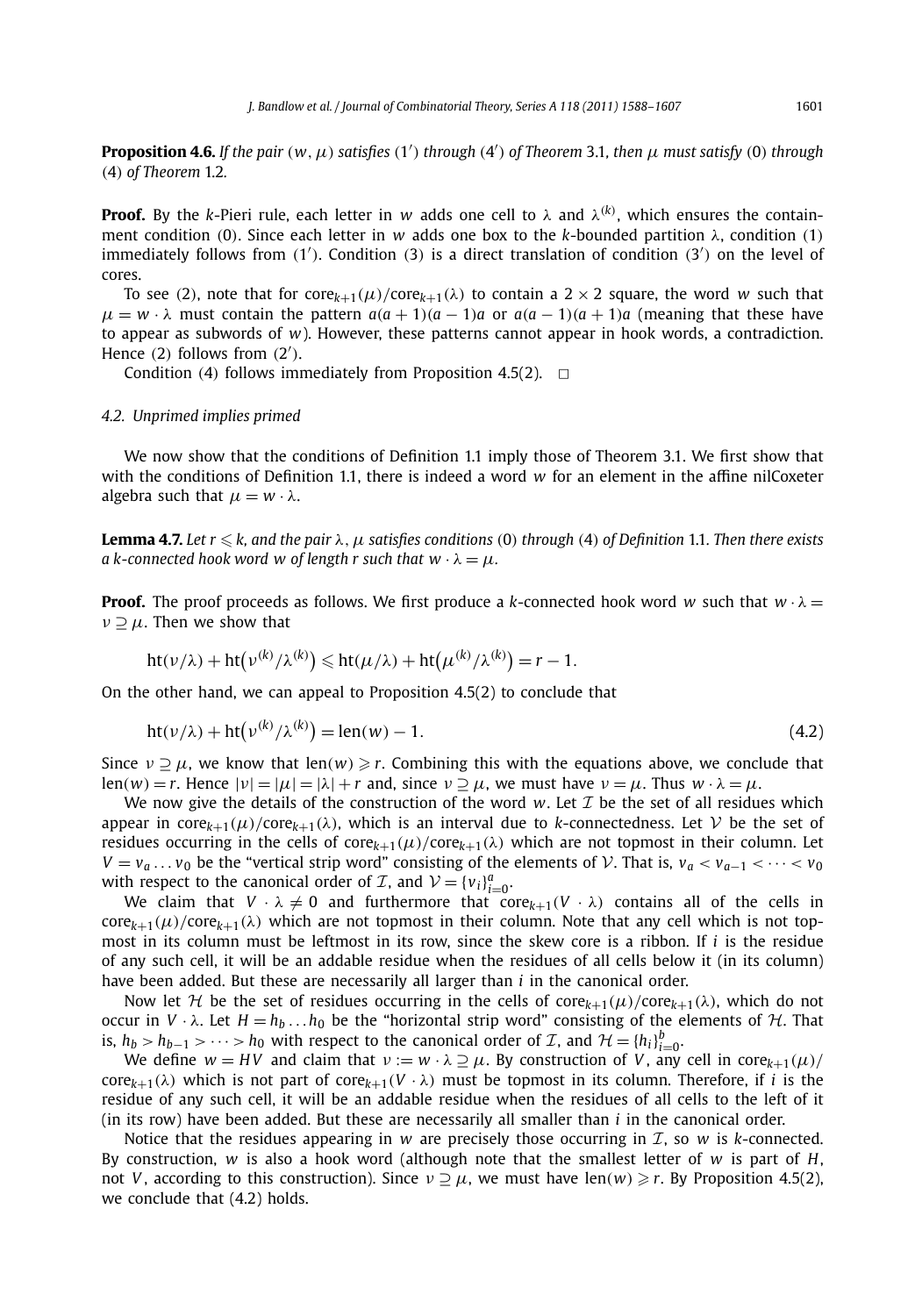**Proposition 4.6.** *If the pair $(w, \mu)$ satisfies $(1')$ through $(4')$ of Theorem* 3.1*, then $\mu$ must satisfy* (0) *through* (4) *of Theorem* 1.2*.*

**Proof.** By the $k$-Pieri rule, each letter in $w$ adds one cell to $\lambda$ and $\lambda^{(k)}$, which ensures the containment condition (0). Since each letter in $w$ adds one box to the $k$-bounded partition $\lambda$, condition (1) immediately follows from $(1')$. Condition (3) is a direct translation of condition $(3')$ on the level of cores.

To see (2), note that for $\mathrm{core}_{k+1}(\mu)/\mathrm{core}_{k+1}(\lambda)$ to contain a $2 \times 2$ square, the word $w$ such that $\mu = w \cdot \lambda$ must contain the pattern $a(a+1)(a-1)a$ or $a(a-1)(a+1)a$ (meaning that these have to appear as subwords of $w$). However, these patterns cannot appear in hook words, a contradiction. Hence (2) follows from $(2')$.

Condition (4) follows immediately from Proposition 4.5(2). $\square$

### 4.2. Unprimed implies primed

We now show that the conditions of Definition 1.1 imply those of Theorem 3.1. We first show that with the conditions of Definition 1.1, there is indeed a word $w$ for an element in the affine nilCoxeter algebra such that $\mu = w \cdot \lambda$.

**Lemma 4.7.** *Let $r \leqslant k$, and the pair $\lambda, \mu$ satisfies conditions* (0) *through* (4) *of Definition* 1.1*. Then there exists a $k$-connected hook word $w$ of length $r$ such that $w \cdot \lambda = \mu$.*

**Proof.** The proof proceeds as follows. We first produce a $k$-connected hook word $w$ such that $w \cdot \lambda = \nu \supseteq \mu$. Then we show that

$$\mathrm{ht}(\nu/\lambda) + \mathrm{ht}\big(\nu^{(k)}/\lambda^{(k)}\big) \leqslant \mathrm{ht}(\mu/\lambda) + \mathrm{ht}\big(\mu^{(k)}/\lambda^{(k)}\big) = r - 1.$$

On the other hand, we can appeal to Proposition 4.5(2) to conclude that

$$\mathrm{ht}(\nu/\lambda) + \mathrm{ht}\big(\nu^{(k)}/\lambda^{(k)}\big) = \mathrm{len}(w) - 1. \tag{4.2}$$

Since $\nu \supseteq \mu$, we know that $\mathrm{len}(w) \geqslant r$. Combining this with the equations above, we conclude that $\mathrm{len}(w) = r$. Hence $|\nu| = |\mu| = |\lambda| + r$ and, since $\nu \supseteq \mu$, we must have $\nu = \mu$. Thus $w \cdot \lambda = \mu$.

We now give the details of the construction of the word $w$. Let $\mathcal{I}$ be the set of all residues which appear in $\mathrm{core}_{k+1}(\mu)/\mathrm{core}_{k+1}(\lambda)$, which is an interval due to $k$-connectedness. Let $\mathcal{V}$ be the set of residues occurring in the cells of $\mathrm{core}_{k+1}(\mu)/\mathrm{core}_{k+1}(\lambda)$ which are not topmost in their column. Let $V = v_a \dots v_0$ be the "vertical strip word" consisting of the elements of $\mathcal{V}$. That is, $v_a < v_{a-1} < \cdots < v_0$ with respect to the canonical order of $\mathcal{I}$, and $\mathcal{V} = \{v_i\}_{i=0}^{a}$.

We claim that $V \cdot \lambda \neq 0$ and furthermore that $\mathrm{core}_{k+1}(V \cdot \lambda)$ contains all of the cells in $\mathrm{core}_{k+1}(\mu)/\mathrm{core}_{k+1}(\lambda)$ which are not topmost in their column. Note that any cell which is not topmost in its column must be leftmost in its row, since the skew core is a ribbon. If $i$ is the residue of any such cell, it will be an addable residue when the residues of all cells below it (in its column) have been added. But these are necessarily all larger than $i$ in the canonical order.

Now let $\mathcal{H}$ be the set of residues occurring in the cells of $\mathrm{core}_{k+1}(\mu)/\mathrm{core}_{k+1}(\lambda)$, which do not occur in $V \cdot \lambda$. Let $H = h_b \dots h_0$ be the "horizontal strip word" consisting of the elements of $\mathcal{H}$. That is, $h_b > h_{b-1} > \cdots > h_0$ with respect to the canonical order of $\mathcal{I}$, and $\mathcal{H} = \{h_i\}_{i=0}^{b}$.

We define $w = HV$ and claim that $\nu := w \cdot \lambda \supseteq \mu$. By construction of $V$, any cell in $\mathrm{core}_{k+1}(\mu)/\mathrm{core}_{k+1}(\lambda)$ which is not part of $\mathrm{core}_{k+1}(V \cdot \lambda)$ must be topmost in its column. Therefore, if $i$ is the residue of any such cell, it will be an addable residue when the residues of all cells to the left of it (in its row) have been added. But these are necessarily all smaller than $i$ in the canonical order.

Notice that the residues appearing in $w$ are precisely those occurring in $\mathcal{I}$, so $w$ is $k$-connected. By construction, $w$ is also a hook word (although note that the smallest letter of $w$ is part of $H$, not $V$, according to this construction). Since $\nu \supseteq \mu$, we must have $\mathrm{len}(w) \geqslant r$. By Proposition 4.5(2), we conclude that (4.2) holds.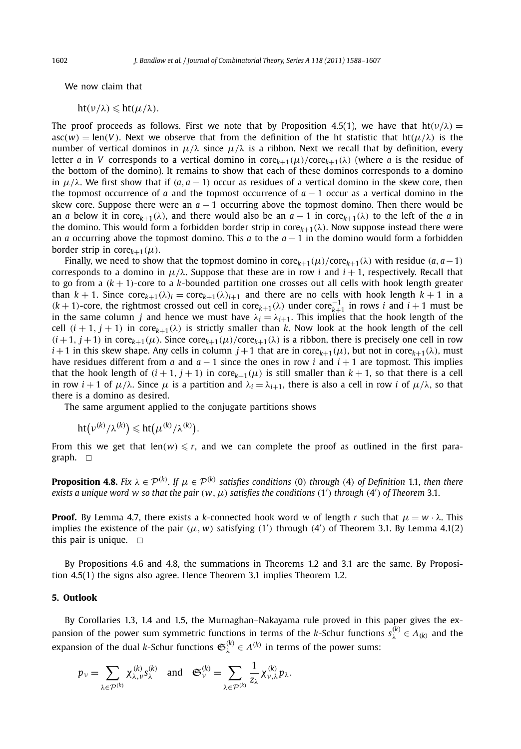We now claim that

$$\mathrm{ht}(\nu/\lambda) \leqslant \mathrm{ht}(\mu/\lambda).$$

The proof proceeds as follows. First we note that by Proposition 4.5(1), we have that $\mathrm{ht}(\nu/\lambda) = \mathrm{asc}(w) = \mathrm{len}(V)$. Next we observe that from the definition of the ht statistic that $\mathrm{ht}(\mu/\lambda)$ is the number of vertical dominos in $\mu/\lambda$ since $\mu/\lambda$ is a ribbon. Next we recall that by definition, every letter $a$ in $V$ corresponds to a vertical domino in $\mathrm{core}_{k+1}(\mu)/\mathrm{core}_{k+1}(\lambda)$ (where $a$ is the residue of the bottom of the domino). It remains to show that each of these dominos corresponds to a domino in $\mu/\lambda$. We first show that if $(a, a-1)$ occur as residues of a vertical domino in the skew core, then the topmost occurrence of $a$ and the topmost occurrence of $a-1$ occur as a vertical domino in the skew core. Suppose there were an $a-1$ occurring above the topmost domino. Then there would be an $a$ below it in $\mathrm{core}_{k+1}(\lambda)$, and there would also be an $a-1$ in $\mathrm{core}_{k+1}(\lambda)$ to the left of the $a$ in the domino. This would form a forbidden border strip in $\mathrm{core}_{k+1}(\lambda)$. Now suppose instead there were an $a$ occurring above the topmost domino. This $a$ to the $a-1$ in the domino would form a forbidden border strip in $\mathrm{core}_{k+1}(\mu)$.

Finally, we need to show that the topmost domino in $\mathrm{core}_{k+1}(\mu)/\mathrm{core}_{k+1}(\lambda)$ with residue $(a, a-1)$ corresponds to a domino in $\mu/\lambda$. Suppose that these are in row $i$ and $i+1$, respectively. Recall that to go from a $(k+1)$-core to a $k$-bounded partition one crosses out all cells with hook length greater than $k+1$. Since $\mathrm{core}_{k+1}(\lambda)_i = \mathrm{core}_{k+1}(\lambda)_{i+1}$ and there are no cells with hook length $k+1$ in a $(k+1)$-core, the rightmost crossed out cell in $\mathrm{core}_{k+1}(\lambda)$ under $\mathrm{core}_{k+1}^{-1}$ in rows $i$ and $i+1$ must be in the same column $j$ and hence we must have $\lambda_i = \lambda_{i+1}$. This implies that the hook length of the cell $(i+1, j+1)$ in $\mathrm{core}_{k+1}(\lambda)$ is strictly smaller than $k$. Now look at the hook length of the cell $(i+1, j+1)$ in $\mathrm{core}_{k+1}(\mu)$. Since $\mathrm{core}_{k+1}(\mu)/\mathrm{core}_{k+1}(\lambda)$ is a ribbon, there is precisely one cell in row $i+1$ in this skew shape. Any cells in column $j+1$ that are in $\mathrm{core}_{k+1}(\mu)$, but not in $\mathrm{core}_{k+1}(\lambda)$, must have residues different from $a$ and $a-1$ since the ones in row $i$ and $i+1$ are topmost. This implies that the hook length of $(i+1, j+1)$ in $\mathrm{core}_{k+1}(\mu)$ is still smaller than $k+1$, so that there is a cell in row $i+1$ of $\mu/\lambda$. Since $\mu$ is a partition and $\lambda_i = \lambda_{i+1}$, there is also a cell in row $i$ of $\mu/\lambda$, so that there is a domino as desired.

The same argument applied to the conjugate partitions shows

$$\mathrm{ht}\big(\nu^{(k)}/\lambda^{(k)}\big) \leqslant \mathrm{ht}\big(\mu^{(k)}/\lambda^{(k)}\big).$$

From this we get that $\mathrm{len}(w) \leqslant r$, and we can complete the proof as outlined in the first paragraph. $\square$

**Proposition 4.8.** *Fix $\lambda \in \mathcal{P}^{(k)}$. If $\mu \in \mathcal{P}^{(k)}$ satisfies conditions (0) through (4) of Definition 1.1, then there exists a unique word $w$ so that the pair $(w, \mu)$ satisfies the conditions (1′) through (4′) of Theorem 3.1.*

**Proof.** By Lemma 4.7, there exists a $k$-connected hook word $w$ of length $r$ such that $\mu = w \cdot \lambda$. This implies the existence of the pair $(\mu, w)$ satisfying (1′) through (4′) of Theorem 3.1. By Lemma 4.1(2) this pair is unique. $\square$

By Propositions 4.6 and 4.8, the summations in Theorems 1.2 and 3.1 are the same. By Proposition 4.5(1) the signs also agree. Hence Theorem 3.1 implies Theorem 1.2.

## 5. Outlook

By Corollaries 1.3, 1.4 and 1.5, the Murnaghan–Nakayama rule proved in this paper gives the expansion of the power sum symmetric functions in terms of the $k$-Schur functions $s_\lambda^{(k)} \in \Lambda_{(k)}$ and the expansion of the dual $k$-Schur functions $\mathfrak{S}_\lambda^{(k)} \in \Lambda^{(k)}$ in terms of the power sums:

$$p_\nu = \sum_{\lambda \in \mathcal{P}^{(k)}} \chi_{\lambda,\nu}^{(k)} s_\lambda^{(k)} \quad \text{and} \quad \mathfrak{S}_\nu^{(k)} = \sum_{\lambda \in \mathcal{P}^{(k)}} \frac{1}{z_\lambda} \chi_{\nu,\lambda}^{(k)} p_\lambda.$$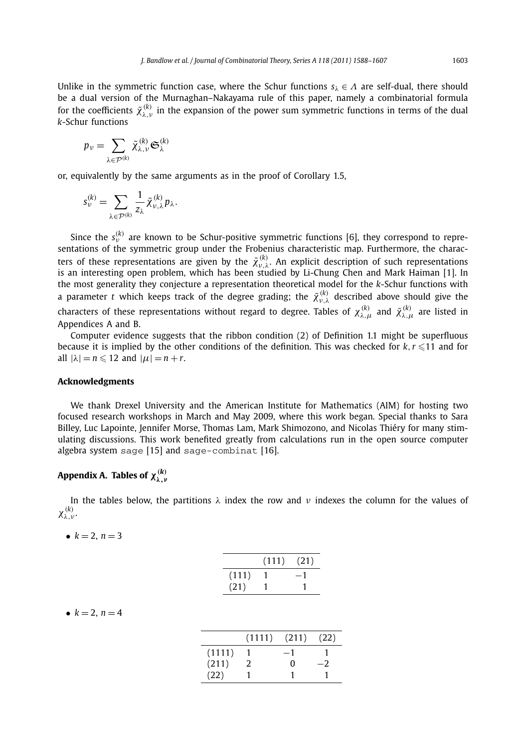Unlike in the symmetric function case, where the Schur functions $s_\lambda \in \Lambda$ are self-dual, there should be a dual version of the Murnaghan–Nakayama rule of this paper, namely a combinatorial formula for the coefficients $\tilde{\chi}^{(k)}_{\lambda,\nu}$ in the expansion of the power sum symmetric functions in terms of the dual $k$-Schur functions

$$p_\nu = \sum_{\lambda \in \mathcal{P}^{(k)}} \tilde{\chi}^{(k)}_{\lambda,\nu} \mathfrak{S}^{(k)}_\lambda$$

or, equivalently by the same arguments as in the proof of Corollary 1.5,

$$s^{(k)}_\nu = \sum_{\lambda \in \mathcal{P}^{(k)}} \frac{1}{z_\lambda} \tilde{\chi}^{(k)}_{\nu,\lambda} p_\lambda.$$

Since the $s^{(k)}_\nu$ are known to be Schur-positive symmetric functions [6], they correspond to representations of the symmetric group under the Frobenius characteristic map. Furthermore, the characters of these representations are given by the $\tilde{\chi}^{(k)}_{\nu,\lambda}$. An explicit description of such representations is an interesting open problem, which has been studied by Li-Chung Chen and Mark Haiman [1]. In the most generality they conjecture a representation theoretical model for the $k$-Schur functions with a parameter $t$ which keeps track of the degree grading; the $\tilde{\chi}^{(k)}_{\nu,\lambda}$ described above should give the characters of these representations without regard to degree. Tables of $\chi^{(k)}_{\lambda,\mu}$ and $\tilde{\chi}^{(k)}_{\lambda,\mu}$ are listed in Appendices A and B.

Computer evidence suggests that the ribbon condition (2) of Definition 1.1 might be superfluous because it is implied by the other conditions of the definition. This was checked for $k, r \leqslant 11$ and for all $|\lambda| = n \leqslant 12$ and $|\mu| = n + r$.

## Acknowledgments

We thank Drexel University and the American Institute for Mathematics (AIM) for hosting two focused research workshops in March and May 2009, where this work began. Special thanks to Sara Billey, Luc Lapointe, Jennifer Morse, Thomas Lam, Mark Shimozono, and Nicolas Thiéry for many stimulating discussions. This work benefited greatly from calculations run in the open source computer algebra system sage [15] and sage-combinat [16].

## Appendix A. Tables of $\chi^{(k)}_{\lambda,\nu}$

In the tables below, the partitions $\lambda$ index the row and $\nu$ indexes the column for the values of $\chi^{(k)}_{\lambda,\nu}$.

- $k = 2$, $n = 3$

| | (111) | (21) |
|---|---|---|
| (111) | 1 | −1 |
| (21) | 1 | 1 |

- $k = 2$, $n = 4$

| | (1111) | (211) | (22) |
|---|---|---|---|
| (1111) | 1 | −1 | 1 |
| (211) | 2 | 0 | −2 |
| (22) | 1 | 1 | 1 |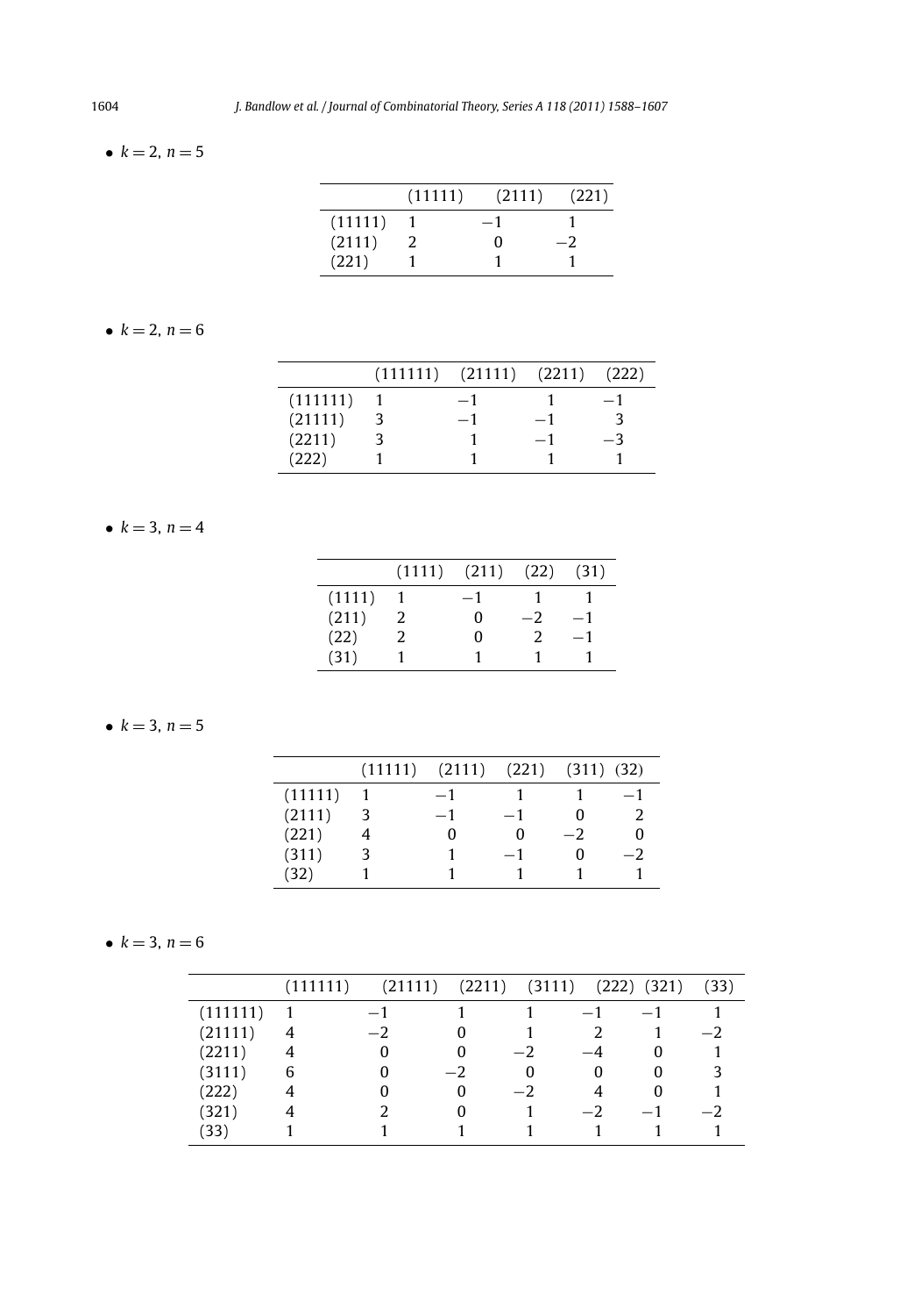- $k = 2$, $n = 5$

| | (11111) | (2111) | (221) |
|---|---|---|---|
| (11111) | 1 | −1 | 1 |
| (2111) | 2 | 0 | −2 |
| (221) | 1 | 1 | 1 |

- $k = 2$, $n = 6$

| | (111111) | (21111) | (2211) | (222) |
|---|---|---|---|---|
| (111111) | 1 | −1 | 1 | −1 |
| (21111) | 3 | −1 | −1 | 3 |
| (2211) | 3 | 1 | −1 | −3 |
| (222) | 1 | 1 | 1 | 1 |

- $k = 3$, $n = 4$

| | (1111) | (211) | (22) | (31) |
|---|---|---|---|---|
| (1111) | 1 | −1 | 1 | 1 |
| (211) | 2 | 0 | −2 | −1 |
| (22) | 2 | 0 | 2 | −1 |
| (31) | 1 | 1 | 1 | 1 |

- $k = 3$, $n = 5$

| | (11111) | (2111) | (221) | (311) | (32) |
|---|---|---|---|---|---|
| (11111) | 1 | −1 | 1 | 1 | −1 |
| (2111) | 3 | −1 | −1 | 0 | 2 |
| (221) | 4 | 0 | 0 | −2 | 0 |
| (311) | 3 | 1 | −1 | 0 | −2 |
| (32) | 1 | 1 | 1 | 1 | 1 |

- $k = 3$, $n = 6$

| | (111111) | (21111) | (2211) | (3111) | (222) | (321) | (33) |
|---|---|---|---|---|---|---|---|
| (111111) | 1 | −1 | 1 | 1 | −1 | −1 | 1 |
| (21111) | 4 | −2 | 0 | 1 | 2 | 1 | −2 |
| (2211) | 4 | 0 | 0 | −2 | −4 | 0 | 1 |
| (3111) | 6 | 0 | −2 | 0 | 0 | 0 | 3 |
| (222) | 4 | 0 | 0 | −2 | 4 | 0 | 1 |
| (321) | 4 | 2 | 0 | 1 | −2 | −1 | −2 |
| (33) | 1 | 1 | 1 | 1 | 1 | 1 | 1 |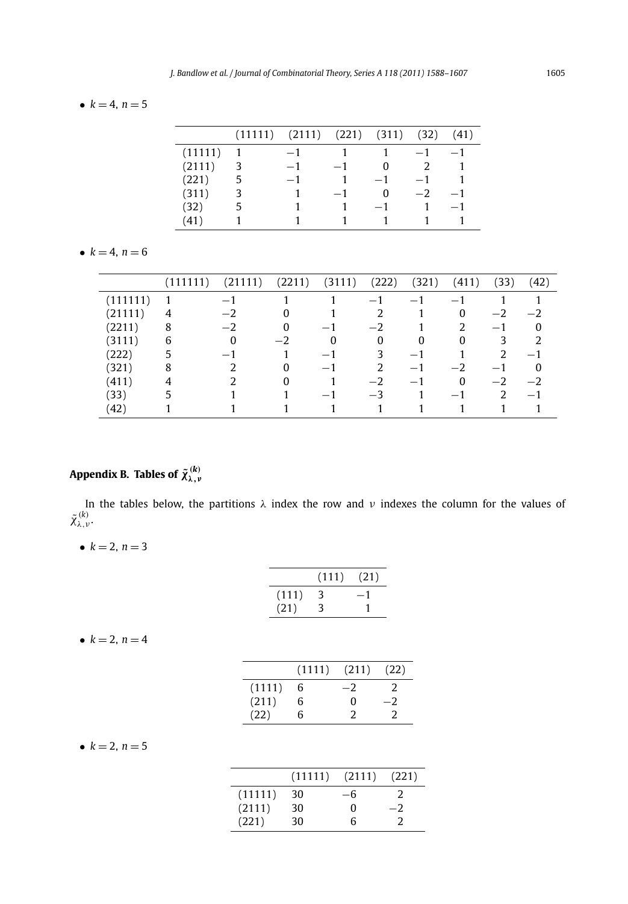- $k = 4$, $n = 5$

| | (11111) | (2111) | (221) | (311) | (32) | (41) |
|---|---|---|---|---|---|---|
| (11111) | 1 | −1 | 1 | 1 | −1 | −1 |
| (2111) | 3 | −1 | −1 | 0 | 2 | 1 |
| (221) | 5 | −1 | 1 | −1 | −1 | 1 |
| (311) | 3 | 1 | −1 | 0 | −2 | −1 |
| (32) | 5 | 1 | 1 | −1 | 1 | −1 |
| (41) | 1 | 1 | 1 | 1 | 1 | 1 |

- $k = 4$, $n = 6$

| | (111111) | (21111) | (2211) | (3111) | (222) | (321) | (411) | (33) | (42) |
|---|---|---|---|---|---|---|---|---|---|
| (111111) | 1 | −1 | 1 | 1 | −1 | −1 | −1 | 1 | 1 |
| (21111) | 4 | −2 | 0 | 1 | 2 | 1 | 0 | −2 | −2 |
| (2211) | 8 | −2 | 0 | −1 | −2 | 1 | 2 | −1 | 0 |
| (3111) | 6 | 0 | −2 | 0 | 0 | 0 | 0 | 3 | 2 |
| (222) | 5 | −1 | 1 | −1 | 3 | −1 | 1 | 2 | −1 |
| (321) | 8 | 2 | 0 | −1 | 2 | −1 | −2 | −1 | 0 |
| (411) | 4 | 2 | 0 | 1 | −2 | −1 | 0 | −2 | −2 |
| (33) | 5 | 1 | 1 | −1 | −3 | 1 | −1 | 2 | −1 |
| (42) | 1 | 1 | 1 | 1 | 1 | 1 | 1 | 1 | 1 |

## Appendix B. Tables of $\tilde{\chi}^{(k)}_{\lambda,\nu}$

In the tables below, the partitions $\lambda$ index the row and $\nu$ indexes the column for the values of $\tilde{\chi}^{(k)}_{\lambda,\nu}$.

- $k = 2$, $n = 3$

| | (111) | (21) |
|---|---|---|
| (111) | 3 | −1 |
| (21) | 3 | 1 |

- $k = 2$, $n = 4$

| | (1111) | (211) | (22) |
|---|---|---|---|
| (1111) | 6 | −2 | 2 |
| (211) | 6 | 0 | −2 |
| (22) | 6 | 2 | 2 |

- $k = 2$, $n = 5$

| | (11111) | (2111) | (221) |
|---|---|---|---|
| (11111) | 30 | −6 | 2 |
| (2111) | 30 | 0 | −2 |
| (221) | 30 | 6 | 2 |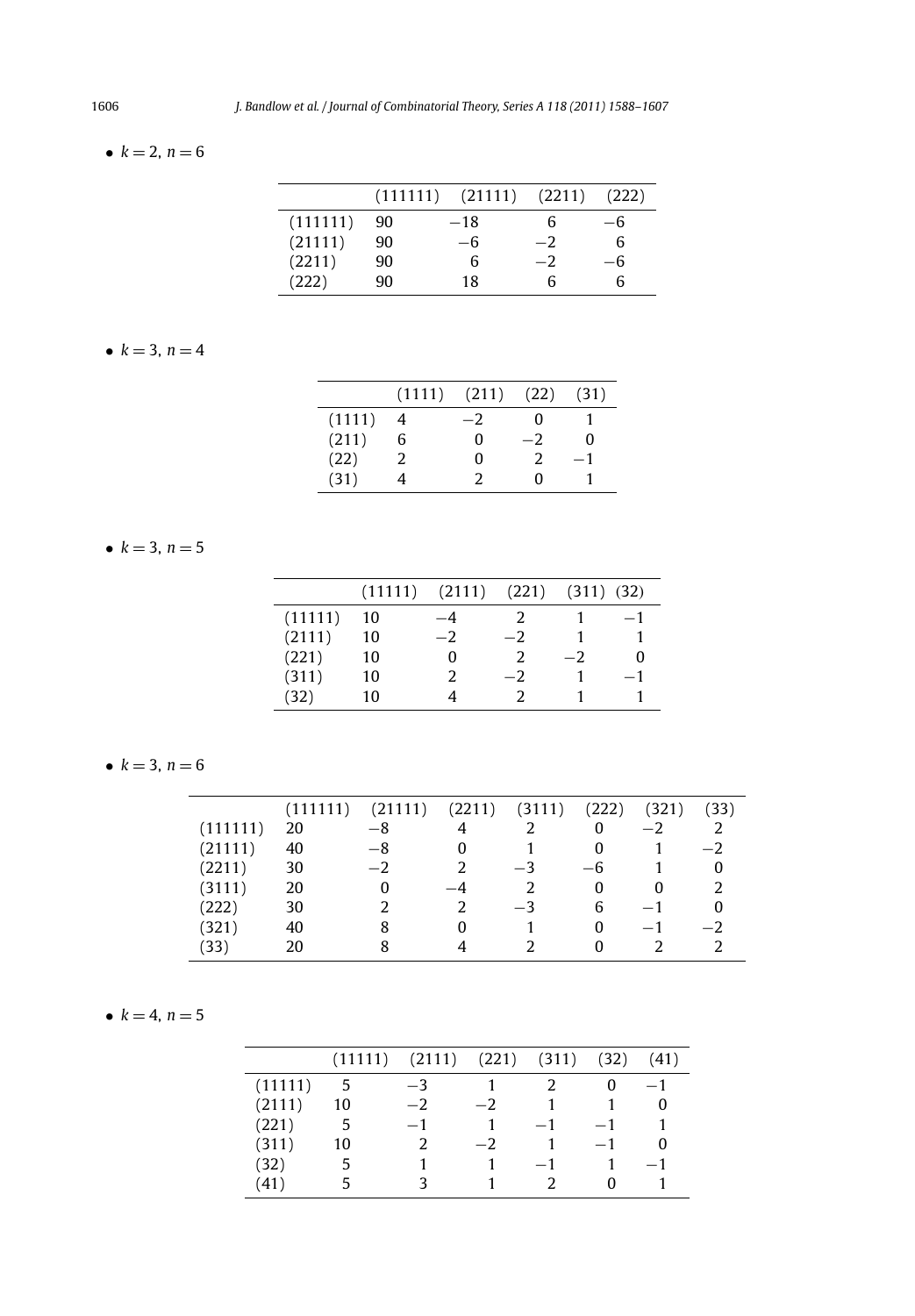- $k = 2$, $n = 6$

|  | (111111) | (21111) | (2211) | (222) |
|---|---|---|---|---|
| (111111) | 90 | −18 | 6 | −6 |
| (21111) | 90 | −6 | −2 | 6 |
| (2211) | 90 | 6 | −2 | −6 |
| (222) | 90 | 18 | 6 | 6 |

- $k = 3$, $n = 4$

|  | (1111) | (211) | (22) | (31) |
|---|---|---|---|---|
| (1111) | 4 | −2 | 0 | 1 |
| (211) | 6 | 0 | −2 | 0 |
| (22) | 2 | 0 | 2 | −1 |
| (31) | 4 | 2 | 0 | 1 |

- $k = 3$, $n = 5$

|  | (11111) | (2111) | (221) | (311) | (32) |
|---|---|---|---|---|---|
| (11111) | 10 | −4 | 2 | 1 | −1 |
| (2111) | 10 | −2 | −2 | 1 | 1 |
| (221) | 10 | 0 | 2 | −2 | 0 |
| (311) | 10 | 2 | −2 | 1 | −1 |
| (32) | 10 | 4 | 2 | 1 | 1 |

- $k = 3$, $n = 6$

|  | (111111) | (21111) | (2211) | (3111) | (222) | (321) | (33) |
|---|---|---|---|---|---|---|---|
| (111111) | 20 | −8 | 4 | 2 | 0 | −2 | 2 |
| (21111) | 40 | −8 | 0 | 1 | 0 | 1 | −2 |
| (2211) | 30 | −2 | 2 | −3 | −6 | 1 | 0 |
| (3111) | 20 | 0 | −4 | 2 | 0 | 0 | 2 |
| (222) | 30 | 2 | 2 | −3 | 6 | −1 | 0 |
| (321) | 40 | 8 | 0 | 1 | 0 | −1 | −2 |
| (33) | 20 | 8 | 4 | 2 | 0 | 2 | 2 |

- $k = 4$, $n = 5$

|  | (11111) | (2111) | (221) | (311) | (32) | (41) |
|---|---|---|---|---|---|---|
| (11111) | 5 | −3 | 1 | 2 | 0 | −1 |
| (2111) | 10 | −2 | −2 | 1 | 1 | 0 |
| (221) | 5 | −1 | 1 | −1 | −1 | 1 |
| (311) | 10 | 2 | −2 | 1 | −1 | 0 |
| (32) | 5 | 1 | 1 | −1 | 1 | −1 |
| (41) | 5 | 3 | 1 | 2 | 0 | 1 |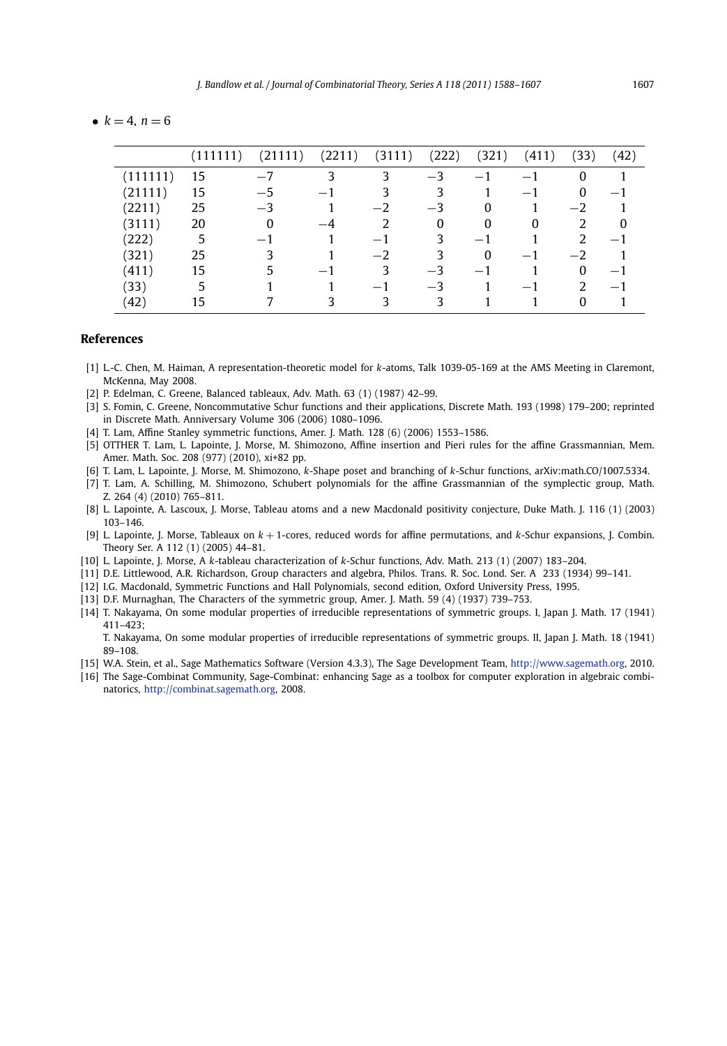- $k = 4$, $n = 6$

| | (111111) | (21111) | (2211) | (3111) | (222) | (321) | (411) | (33) | (42) |
|---|---|---|---|---|---|---|---|---|---|
| (111111) | 15 | −7 | 3 | 3 | −3 | −1 | −1 | 0 | 1 |
| (21111) | 15 | −5 | −1 | 3 | 3 | 1 | −1 | 0 | −1 |
| (2211) | 25 | −3 | 1 | −2 | −3 | 0 | 1 | −2 | 1 |
| (3111) | 20 | 0 | −4 | 2 | 0 | 0 | 0 | 2 | 0 |
| (222) | 5 | −1 | 1 | −1 | 3 | −1 | 1 | 2 | −1 |
| (321) | 25 | 3 | 1 | −2 | 3 | 0 | −1 | −2 | 1 |
| (411) | 15 | 5 | −1 | 3 | −3 | −1 | 1 | 0 | −1 |
| (33) | 5 | 1 | 1 | −1 | −3 | 1 | −1 | 2 | −1 |
| (42) | 15 | 7 | 3 | 3 | 3 | 1 | 1 | 0 | 1 |

## References

[1] L.-C. Chen, M. Haiman, A representation-theoretic model for $k$-atoms, Talk 1039-05-169 at the AMS Meeting in Claremont, McKenna, May 2008.

[2] P. Edelman, C. Greene, Balanced tableaux, Adv. Math. 63 (1) (1987) 42–99.

[3] S. Fomin, C. Greene, Noncommutative Schur functions and their applications, Discrete Math. 193 (1998) 179–200; reprinted in Discrete Math. Anniversary Volume 306 (2006) 1080–1096.

[4] T. Lam, Affine Stanley symmetric functions, Amer. J. Math. 128 (6) (2006) 1553–1586.

[5] OTTHER T. Lam, L. Lapointe, J. Morse, M. Shimozono, Affine insertion and Pieri rules for the affine Grassmannian, Mem. Amer. Math. Soc. 208 (977) (2010), xi+82 pp.

[6] T. Lam, L. Lapointe, J. Morse, M. Shimozono, $k$-Shape poset and branching of $k$-Schur functions, arXiv:math.CO/1007.5334.

[7] T. Lam, A. Schilling, M. Shimozono, Schubert polynomials for the affine Grassmannian of the symplectic group, Math. Z. 264 (4) (2010) 765–811.

[8] L. Lapointe, A. Lascoux, J. Morse, Tableau atoms and a new Macdonald positivity conjecture, Duke Math. J. 116 (1) (2003) 103–146.

[9] L. Lapointe, J. Morse, Tableaux on $k+1$-cores, reduced words for affine permutations, and $k$-Schur expansions, J. Combin. Theory Ser. A 112 (1) (2005) 44–81.

[10] L. Lapointe, J. Morse, A $k$-tableau characterization of $k$-Schur functions, Adv. Math. 213 (1) (2007) 183–204.

[11] D.E. Littlewood, A.R. Richardson, Group characters and algebra, Philos. Trans. R. Soc. Lond. Ser. A 233 (1934) 99–141.

[12] I.G. Macdonald, Symmetric Functions and Hall Polynomials, second edition, Oxford University Press, 1995.

[13] D.F. Murnaghan, The Characters of the symmetric group, Amer. J. Math. 59 (4) (1937) 739–753.

[14] T. Nakayama, On some modular properties of irreducible representations of symmetric groups. I, Japan J. Math. 17 (1941) 411–423;
T. Nakayama, On some modular properties of irreducible representations of symmetric groups. II, Japan J. Math. 18 (1941) 89–108.

[15] W.A. Stein, et al., Sage Mathematics Software (Version 4.3.3), The Sage Development Team, http://www.sagemath.org, 2010.

[16] The Sage-Combinat Community, Sage-Combinat: enhancing Sage as a toolbox for computer exploration in algebraic combinatorics, http://combinat.sagemath.org, 2008.